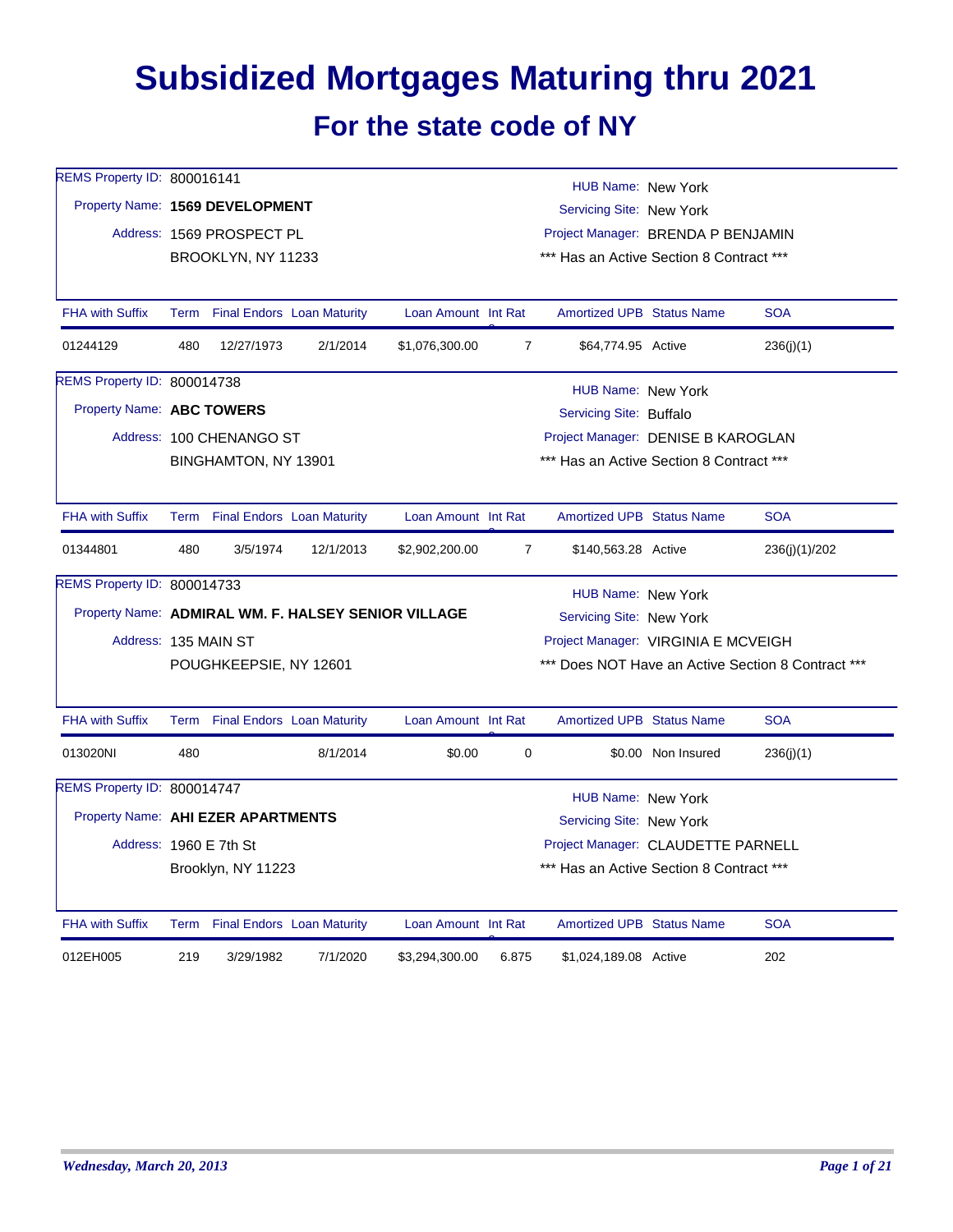# Subsidized Mortgages Maturing thru 2021

## For the state code of NY

REMS Property ID: 800016141
Property Name: **1569 DEVELOPMENT**
Address: 1569 PROSPECT PL
BROOKLYN, NY 11233

HUB Name: New York
Servicing Site: New York
Project Manager: BRENDA P BENJAMIN
*** Has an Active Section 8 Contract ***

| FHA with Suffix | Term | Final Endors | Loan Maturity | Loan Amount | Int Rate | Amortized UPB | Status Name | SOA |
|---|---|---|---|---|---|---|---|---|
| 01244129 | 480 | 12/27/1973 | 2/1/2014 | $1,076,300.00 | 7 | $64,774.95 | Active | 236(j)(1) |

REMS Property ID: 800014738
Property Name: **ABC TOWERS**
Address: 100 CHENANGO ST
BINGHAMTON, NY 13901

HUB Name: New York
Servicing Site: Buffalo
Project Manager: DENISE B KAROGLAN
*** Has an Active Section 8 Contract ***

| FHA with Suffix | Term | Final Endors | Loan Maturity | Loan Amount | Int Rate | Amortized UPB | Status Name | SOA |
|---|---|---|---|---|---|---|---|---|
| 01344801 | 480 | 3/5/1974 | 12/1/2013 | $2,902,200.00 | 7 | $140,563.28 | Active | 236(j)(1)/202 |

REMS Property ID: 800014733
Property Name: **ADMIRAL WM. F. HALSEY SENIOR VILLAGE**
Address: 135 MAIN ST
POUGHKEEPSIE, NY 12601

HUB Name: New York
Servicing Site: New York
Project Manager: VIRGINIA E MCVEIGH
*** Does NOT Have an Active Section 8 Contract ***

| FHA with Suffix | Term | Final Endors | Loan Maturity | Loan Amount | Int Rate | Amortized UPB | Status Name | SOA |
|---|---|---|---|---|---|---|---|---|
| 013020NI | 480 | | 8/1/2014 | $0.00 | 0 | $0.00 | Non Insured | 236(j)(1) |

REMS Property ID: 800014747
Property Name: **AHI EZER APARTMENTS**
Address: 1960 E 7th St
Brooklyn, NY 11223

HUB Name: New York
Servicing Site: New York
Project Manager: CLAUDETTE PARNELL
*** Has an Active Section 8 Contract ***

| FHA with Suffix | Term | Final Endors | Loan Maturity | Loan Amount | Int Rate | Amortized UPB | Status Name | SOA |
|---|---|---|---|---|---|---|---|---|
| 012EH005 | 219 | 3/29/1982 | 7/1/2020 | $3,294,300.00 | 6.875 | $1,024,189.08 | Active | 202 |

*Wednesday, March 20, 2013*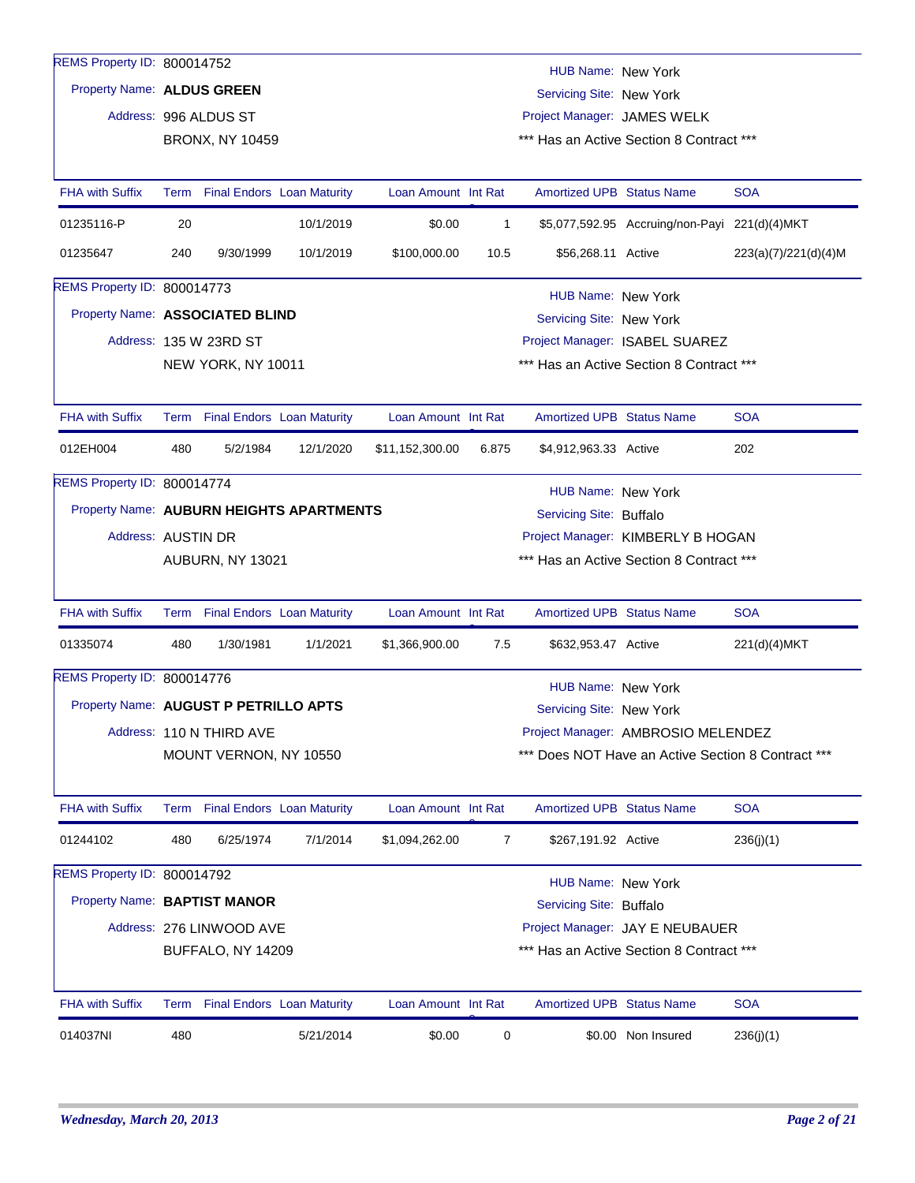REMS Property ID: 800014752

Property Name: **ALDUS GREEN**

Address: 996 ALDUS ST
BRONX, NY 10459

HUB Name: New York
Servicing Site: New York
Project Manager: JAMES WELK
*** Has an Active Section 8 Contract ***

| FHA with Suffix | Term | Final Endors | Loan Maturity | Loan Amount | Int Rate | Amortized UPB | Status Name | SOA |
|---|---|---|---|---|---|---|---|---|
| 01235116-P | 20 | | 10/1/2019 | $0.00 | 1 | $5,077,592.95 | Accruing/non-Payi | 221(d)(4)MKT |
| 01235647 | 240 | 9/30/1999 | 10/1/2019 | $100,000.00 | 10.5 | $56,268.11 | Active | 223(a)(7)/221(d)(4)M |

REMS Property ID: 800014773

Property Name: **ASSOCIATED BLIND**

Address: 135 W 23RD ST
NEW YORK, NY 10011

HUB Name: New York
Servicing Site: New York
Project Manager: ISABEL SUAREZ
*** Has an Active Section 8 Contract ***

| FHA with Suffix | Term | Final Endors | Loan Maturity | Loan Amount | Int Rate | Amortized UPB | Status Name | SOA |
|---|---|---|---|---|---|---|---|---|
| 012EH004 | 480 | 5/2/1984 | 12/1/2020 | $11,152,300.00 | 6.875 | $4,912,963.33 | Active | 202 |

REMS Property ID: 800014774

Property Name: **AUBURN HEIGHTS APARTMENTS**

Address: AUSTIN DR
AUBURN, NY 13021

HUB Name: New York
Servicing Site: Buffalo
Project Manager: KIMBERLY B HOGAN
*** Has an Active Section 8 Contract ***

| FHA with Suffix | Term | Final Endors | Loan Maturity | Loan Amount | Int Rate | Amortized UPB | Status Name | SOA |
|---|---|---|---|---|---|---|---|---|
| 01335074 | 480 | 1/30/1981 | 1/1/2021 | $1,366,900.00 | 7.5 | $632,953.47 | Active | 221(d)(4)MKT |

REMS Property ID: 800014776

Property Name: **AUGUST P PETRILLO APTS**

Address: 110 N THIRD AVE
MOUNT VERNON, NY 10550

HUB Name: New York
Servicing Site: New York
Project Manager: AMBROSIO MELENDEZ
*** Does NOT Have an Active Section 8 Contract ***

| FHA with Suffix | Term | Final Endors | Loan Maturity | Loan Amount | Int Rate | Amortized UPB | Status Name | SOA |
|---|---|---|---|---|---|---|---|---|
| 01244102 | 480 | 6/25/1974 | 7/1/2014 | $1,094,262.00 | 7 | $267,191.92 | Active | 236(j)(1) |

REMS Property ID: 800014792

Property Name: **BAPTIST MANOR**

Address: 276 LINWOOD AVE
BUFFALO, NY 14209

HUB Name: New York
Servicing Site: Buffalo
Project Manager: JAY E NEUBAUER
*** Has an Active Section 8 Contract ***

| FHA with Suffix | Term | Final Endors | Loan Maturity | Loan Amount | Int Rate | Amortized UPB | Status Name | SOA |
|---|---|---|---|---|---|---|---|---|
| 014037NI | 480 | | 5/21/2014 | $0.00 | 0 | $0.00 | Non Insured | 236(j)(1) |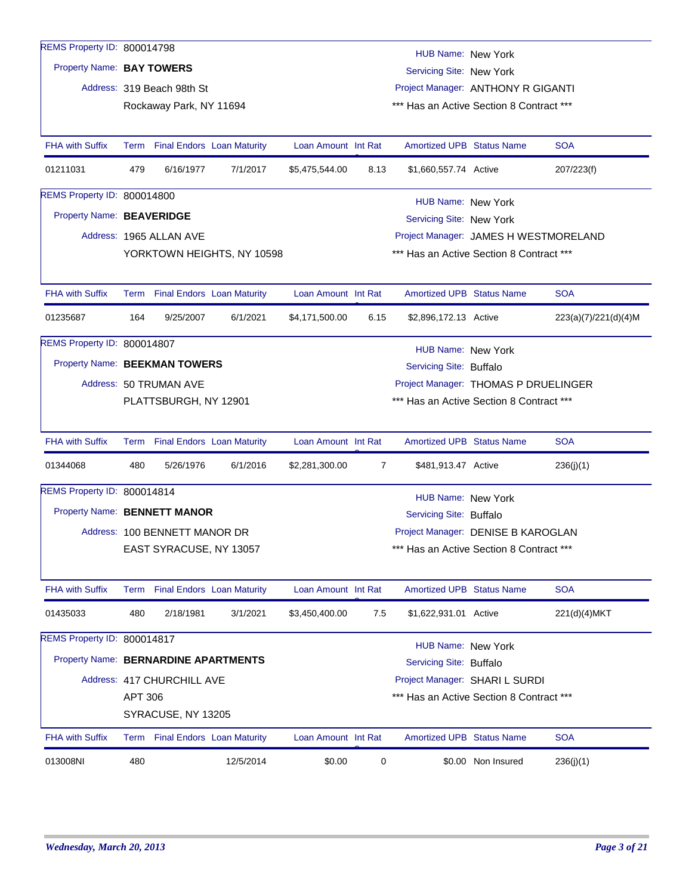REMS Property ID: 800014798

Property Name: **BAY TOWERS**

Address: 319 Beach 98th St
Rockaway Park, NY 11694

HUB Name: New York
Servicing Site: New York
Project Manager: ANTHONY R GIGANTI
*** Has an Active Section 8 Contract ***

| FHA with Suffix | Term | Final Endors | Loan Maturity | Loan Amount | Int Rat | Amortized UPB | Status Name | SOA |
|---|---|---|---|---|---|---|---|---|
| 01211031 | 479 | 6/16/1977 | 7/1/2017 | $5,475,544.00 | 8.13 | $1,660,557.74 | Active | 207/223(f) |

REMS Property ID: 800014800

Property Name: **BEAVERIDGE**

Address: 1965 ALLAN AVE
YORKTOWN HEIGHTS, NY 10598

HUB Name: New York
Servicing Site: New York
Project Manager: JAMES H WESTMORELAND
*** Has an Active Section 8 Contract ***

| FHA with Suffix | Term | Final Endors | Loan Maturity | Loan Amount | Int Rat | Amortized UPB | Status Name | SOA |
|---|---|---|---|---|---|---|---|---|
| 01235687 | 164 | 9/25/2007 | 6/1/2021 | $4,171,500.00 | 6.15 | $2,896,172.13 | Active | 223(a)(7)/221(d)(4)M |

REMS Property ID: 800014807

Property Name: **BEEKMAN TOWERS**

Address: 50 TRUMAN AVE
PLATTSBURGH, NY 12901

HUB Name: New York
Servicing Site: Buffalo
Project Manager: THOMAS P DRUELINGER
*** Has an Active Section 8 Contract ***

| FHA with Suffix | Term | Final Endors | Loan Maturity | Loan Amount | Int Rat | Amortized UPB | Status Name | SOA |
|---|---|---|---|---|---|---|---|---|
| 01344068 | 480 | 5/26/1976 | 6/1/2016 | $2,281,300.00 | 7 | $481,913.47 | Active | 236(j)(1) |

REMS Property ID: 800014814

Property Name: **BENNETT MANOR**

Address: 100 BENNETT MANOR DR
EAST SYRACUSE, NY 13057

HUB Name: New York
Servicing Site: Buffalo
Project Manager: DENISE B KAROGLAN
*** Has an Active Section 8 Contract ***

| FHA with Suffix | Term | Final Endors | Loan Maturity | Loan Amount | Int Rat | Amortized UPB | Status Name | SOA |
|---|---|---|---|---|---|---|---|---|
| 01435033 | 480 | 2/18/1981 | 3/1/2021 | $3,450,400.00 | 7.5 | $1,622,931.01 | Active | 221(d)(4)MKT |

REMS Property ID: 800014817

Property Name: **BERNARDINE APARTMENTS**

Address: 417 CHURCHILL AVE
APT 306
SYRACUSE, NY 13205

HUB Name: New York
Servicing Site: Buffalo
Project Manager: SHARI L SURDI
*** Has an Active Section 8 Contract ***

| FHA with Suffix | Term | Final Endors | Loan Maturity | Loan Amount | Int Rat | Amortized UPB | Status Name | SOA |
|---|---|---|---|---|---|---|---|---|
| 013008NI | 480 | | 12/5/2014 | $0.00 | 0 | $0.00 | Non Insured | 236(j)(1) |

*Wednesday, March 20, 2013*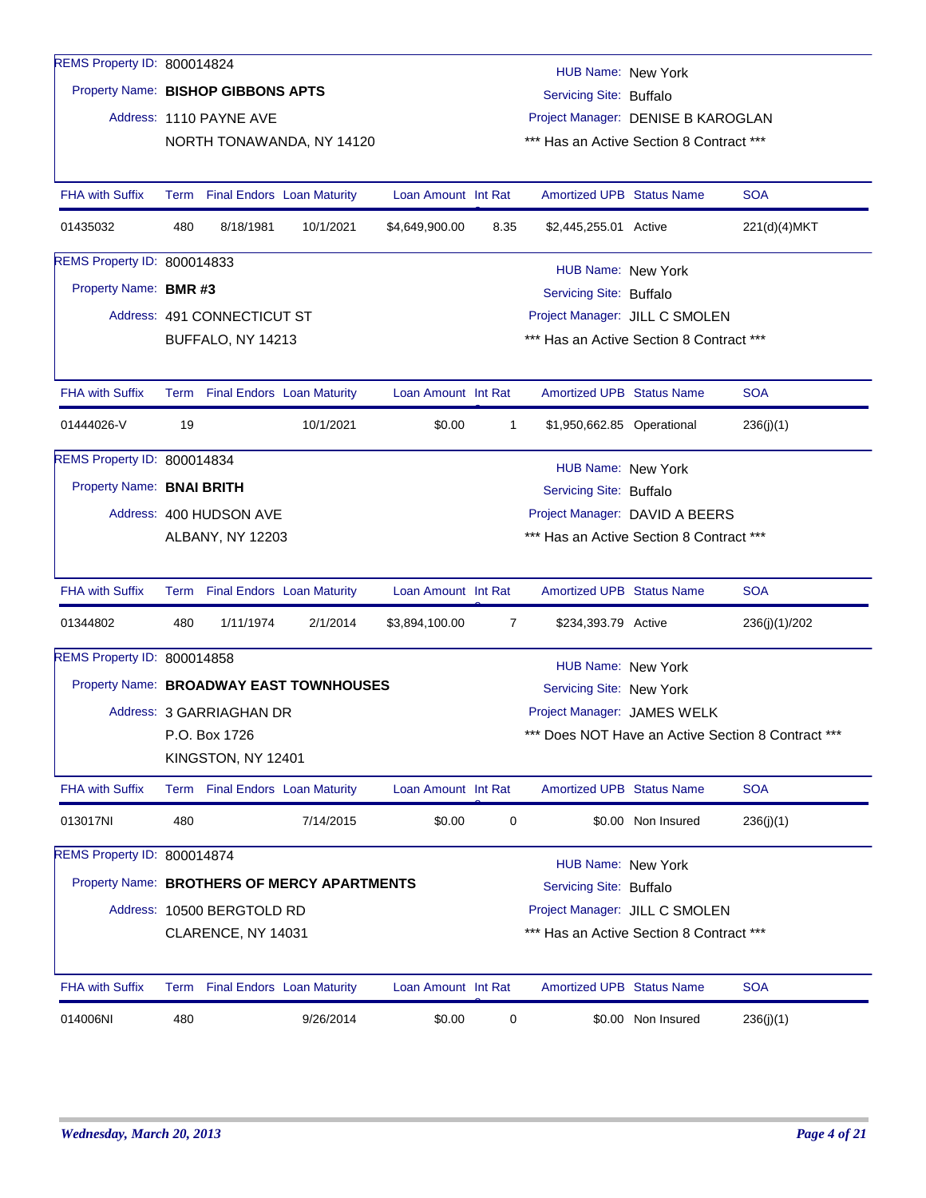REMS Property ID: 800014824

Property Name: **BISHOP GIBBONS APTS**

Address: 1110 PAYNE AVE
NORTH TONAWANDA, NY 14120

HUB Name: New York
Servicing Site: Buffalo
Project Manager: DENISE B KAROGLAN
*** Has an Active Section 8 Contract ***

| FHA with Suffix | Term | Final Endors | Loan Maturity | Loan Amount | Int Rate | Amortized UPB | Status Name | SOA |
|---|---|---|---|---|---|---|---|---|
| 01435032 | 480 | 8/18/1981 | 10/1/2021 | $4,649,900.00 | 8.35 | $2,445,255.01 | Active | 221(d)(4)MKT |

REMS Property ID: 800014833

Property Name: **BMR #3**

Address: 491 CONNECTICUT ST
BUFFALO, NY 14213

HUB Name: New York
Servicing Site: Buffalo
Project Manager: JILL C SMOLEN
*** Has an Active Section 8 Contract ***

| FHA with Suffix | Term | Final Endors | Loan Maturity | Loan Amount | Int Rate | Amortized UPB | Status Name | SOA |
|---|---|---|---|---|---|---|---|---|
| 01444026-V | 19 | | 10/1/2021 | $0.00 | 1 | $1,950,662.85 | Operational | 236(j)(1) |

REMS Property ID: 800014834

Property Name: **BNAI BRITH**

Address: 400 HUDSON AVE
ALBANY, NY 12203

HUB Name: New York
Servicing Site: Buffalo
Project Manager: DAVID A BEERS
*** Has an Active Section 8 Contract ***

| FHA with Suffix | Term | Final Endors | Loan Maturity | Loan Amount | Int Rate | Amortized UPB | Status Name | SOA |
|---|---|---|---|---|---|---|---|---|
| 01344802 | 480 | 1/11/1974 | 2/1/2014 | $3,894,100.00 | 7 | $234,393.79 | Active | 236(j)(1)/202 |

REMS Property ID: 800014858

Property Name: **BROADWAY EAST TOWNHOUSES**

Address: 3 GARRIAGHAN DR
P.O. Box 1726
KINGSTON, NY 12401

HUB Name: New York
Servicing Site: New York
Project Manager: JAMES WELK
*** Does NOT Have an Active Section 8 Contract ***

| FHA with Suffix | Term | Final Endors | Loan Maturity | Loan Amount | Int Rate | Amortized UPB | Status Name | SOA |
|---|---|---|---|---|---|---|---|---|
| 013017NI | 480 | | 7/14/2015 | $0.00 | 0 | $0.00 | Non Insured | 236(j)(1) |

REMS Property ID: 800014874

Property Name: **BROTHERS OF MERCY APARTMENTS**

Address: 10500 BERGTOLD RD
CLARENCE, NY 14031

HUB Name: New York
Servicing Site: Buffalo
Project Manager: JILL C SMOLEN
*** Has an Active Section 8 Contract ***

| FHA with Suffix | Term | Final Endors | Loan Maturity | Loan Amount | Int Rate | Amortized UPB | Status Name | SOA |
|---|---|---|---|---|---|---|---|---|
| 014006NI | 480 | | 9/26/2014 | $0.00 | 0 | $0.00 | Non Insured | 236(j)(1) |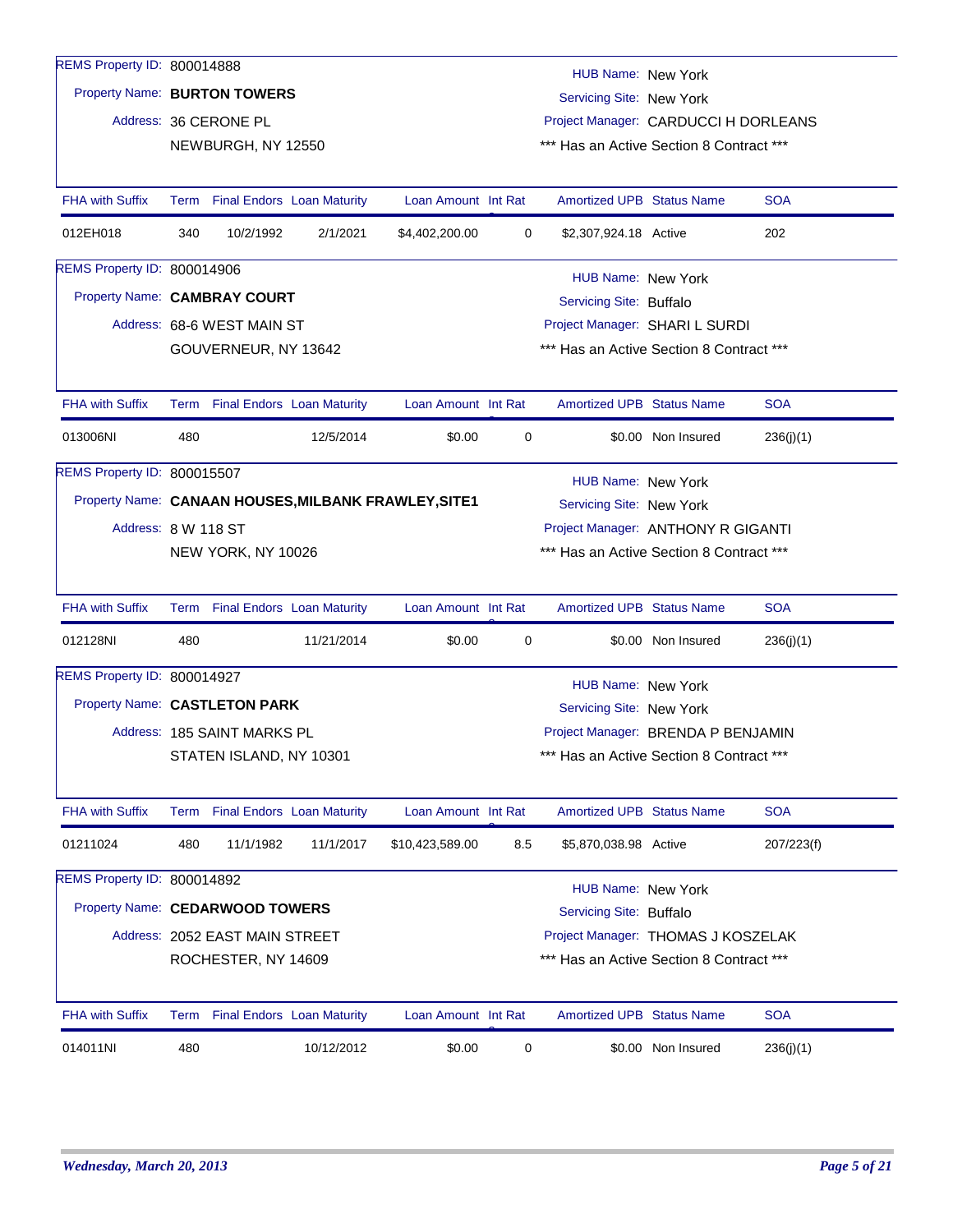REMS Property ID: 800014888

Property Name: **BURTON TOWERS**

Address: 36 CERONE PL

NEWBURGH, NY 12550

HUB Name: New York

Servicing Site: New York

Project Manager: CARDUCCI H DORLEANS

*** Has an Active Section 8 Contract ***

| FHA with Suffix | Term | Final Endors | Loan Maturity | Loan Amount | Int Rate | Amortized UPB | Status Name | SOA |
|---|---|---|---|---|---|---|---|---|
| 012EH018 | 340 | 10/2/1992 | 2/1/2021 | $4,402,200.00 | 0 | $2,307,924.18 | Active | 202 |

REMS Property ID: 800014906

Property Name: **CAMBRAY COURT**

Address: 68-6 WEST MAIN ST

GOUVERNEUR, NY 13642

HUB Name: New York

Servicing Site: Buffalo

Project Manager: SHARI L SURDI

*** Has an Active Section 8 Contract ***

| FHA with Suffix | Term | Final Endors | Loan Maturity | Loan Amount | Int Rate | Amortized UPB | Status Name | SOA |
|---|---|---|---|---|---|---|---|---|
| 013006NI | 480 | | 12/5/2014 | $0.00 | 0 | $0.00 | Non Insured | 236(j)(1) |

REMS Property ID: 800015507

Property Name: **CANAAN HOUSES,MILBANK FRAWLEY,SITE1**

Address: 8 W 118 ST

NEW YORK, NY 10026

HUB Name: New York

Servicing Site: New York

Project Manager: ANTHONY R GIGANTI

*** Has an Active Section 8 Contract ***

| FHA with Suffix | Term | Final Endors | Loan Maturity | Loan Amount | Int Rate | Amortized UPB | Status Name | SOA |
|---|---|---|---|---|---|---|---|---|
| 012128NI | 480 | | 11/21/2014 | $0.00 | 0 | $0.00 | Non Insured | 236(j)(1) |

REMS Property ID: 800014927

Property Name: **CASTLETON PARK**

Address: 185 SAINT MARKS PL

STATEN ISLAND, NY 10301

HUB Name: New York

Servicing Site: New York

Project Manager: BRENDA P BENJAMIN

*** Has an Active Section 8 Contract ***

| FHA with Suffix | Term | Final Endors | Loan Maturity | Loan Amount | Int Rate | Amortized UPB | Status Name | SOA |
|---|---|---|---|---|---|---|---|---|
| 01211024 | 480 | 11/1/1982 | 11/1/2017 | $10,423,589.00 | 8.5 | $5,870,038.98 | Active | 207/223(f) |

REMS Property ID: 800014892

Property Name: **CEDARWOOD TOWERS**

Address: 2052 EAST MAIN STREET

ROCHESTER, NY 14609

HUB Name: New York

Servicing Site: Buffalo

Project Manager: THOMAS J KOSZELAK

*** Has an Active Section 8 Contract ***

| FHA with Suffix | Term | Final Endors | Loan Maturity | Loan Amount | Int Rate | Amortized UPB | Status Name | SOA |
|---|---|---|---|---|---|---|---|---|
| 014011NI | 480 | | 10/12/2012 | $0.00 | 0 | $0.00 | Non Insured | 236(j)(1) |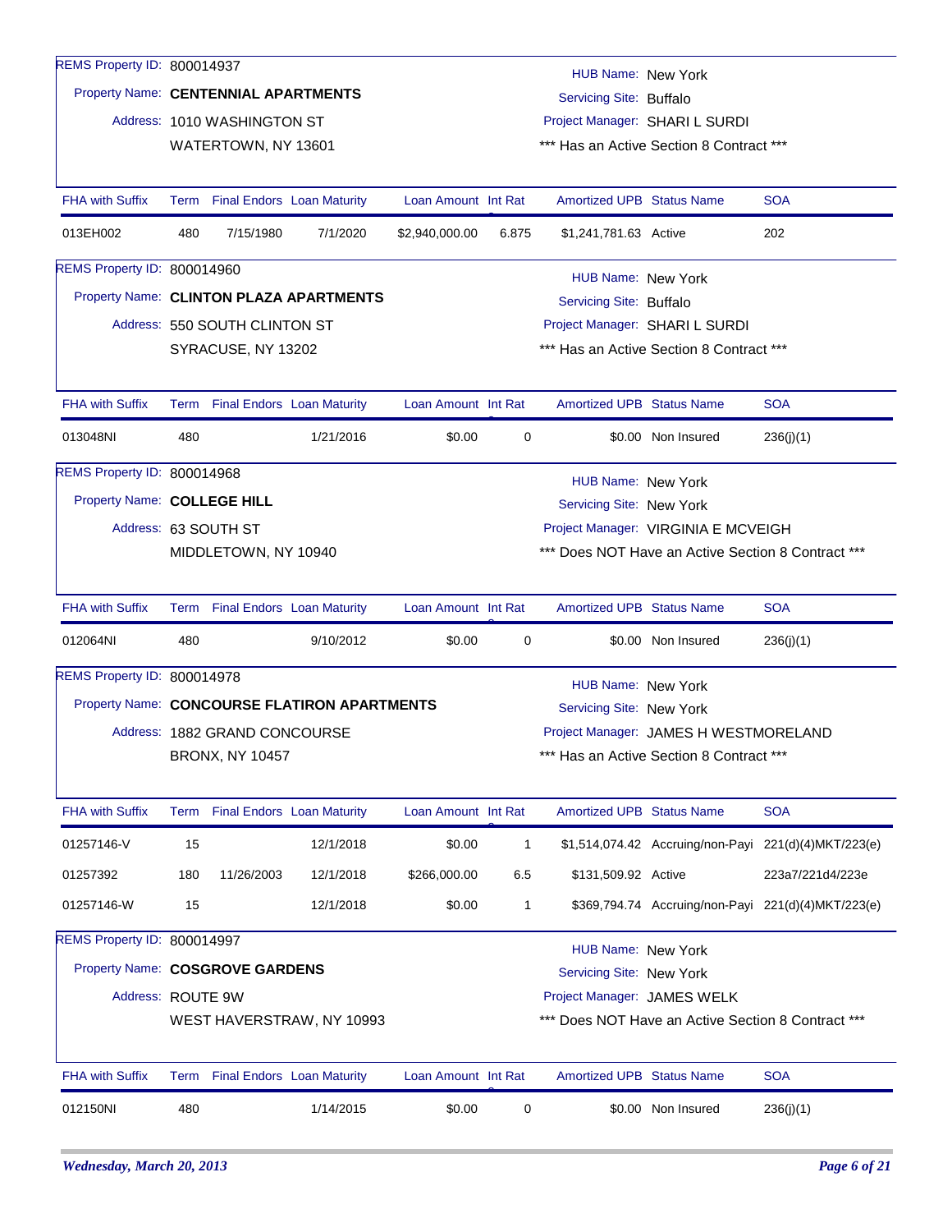REMS Property ID: 800014937

Property Name: **CENTENNIAL APARTMENTS**

Address: 1010 WASHINGTON ST
WATERTOWN, NY 13601

HUB Name: New York
Servicing Site: Buffalo
Project Manager: SHARI L SURDI
*** Has an Active Section 8 Contract ***

| FHA with Suffix | Term | Final Endors | Loan Maturity | Loan Amount | Int Rate | Amortized UPB | Status Name | SOA |
|---|---|---|---|---|---|---|---|---|
| 013EH002 | 480 | 7/15/1980 | 7/1/2020 | $2,940,000.00 | 6.875 | $1,241,781.63 | Active | 202 |

REMS Property ID: 800014960

Property Name: **CLINTON PLAZA APARTMENTS**

Address: 550 SOUTH CLINTON ST
SYRACUSE, NY 13202

HUB Name: New York
Servicing Site: Buffalo
Project Manager: SHARI L SURDI
*** Has an Active Section 8 Contract ***

| FHA with Suffix | Term | Final Endors | Loan Maturity | Loan Amount | Int Rate | Amortized UPB | Status Name | SOA |
|---|---|---|---|---|---|---|---|---|
| 013048NI | 480 | | 1/21/2016 | $0.00 | 0 | $0.00 | Non Insured | 236(j)(1) |

REMS Property ID: 800014968

Property Name: **COLLEGE HILL**

Address: 63 SOUTH ST
MIDDLETOWN, NY 10940

HUB Name: New York
Servicing Site: New York
Project Manager: VIRGINIA E MCVEIGH
*** Does NOT Have an Active Section 8 Contract ***

| FHA with Suffix | Term | Final Endors | Loan Maturity | Loan Amount | Int Rate | Amortized UPB | Status Name | SOA |
|---|---|---|---|---|---|---|---|---|
| 012064NI | 480 | | 9/10/2012 | $0.00 | 0 | $0.00 | Non Insured | 236(j)(1) |

REMS Property ID: 800014978

Property Name: **CONCOURSE FLATIRON APARTMENTS**

Address: 1882 GRAND CONCOURSE
BRONX, NY 10457

HUB Name: New York
Servicing Site: New York
Project Manager: JAMES H WESTMORELAND
*** Has an Active Section 8 Contract ***

| FHA with Suffix | Term | Final Endors | Loan Maturity | Loan Amount | Int Rate | Amortized UPB | Status Name | SOA |
|---|---|---|---|---|---|---|---|---|
| 01257146-V | 15 | | 12/1/2018 | $0.00 | 1 | $1,514,074.42 | Accruing/non-Payi | 221(d)(4)MKT/223(e) |
| 01257392 | 180 | 11/26/2003 | 12/1/2018 | $266,000.00 | 6.5 | $131,509.92 | Active | 223a7/221d4/223e |
| 01257146-W | 15 | | 12/1/2018 | $0.00 | 1 | $369,794.74 | Accruing/non-Payi | 221(d)(4)MKT/223(e) |

REMS Property ID: 800014997

Property Name: **COSGROVE GARDENS**

Address: ROUTE 9W
WEST HAVERSTRAW, NY 10993

HUB Name: New York
Servicing Site: New York
Project Manager: JAMES WELK
*** Does NOT Have an Active Section 8 Contract ***

| FHA with Suffix | Term | Final Endors | Loan Maturity | Loan Amount | Int Rate | Amortized UPB | Status Name | SOA |
|---|---|---|---|---|---|---|---|---|
| 012150NI | 480 | | 1/14/2015 | $0.00 | 0 | $0.00 | Non Insured | 236(j)(1) |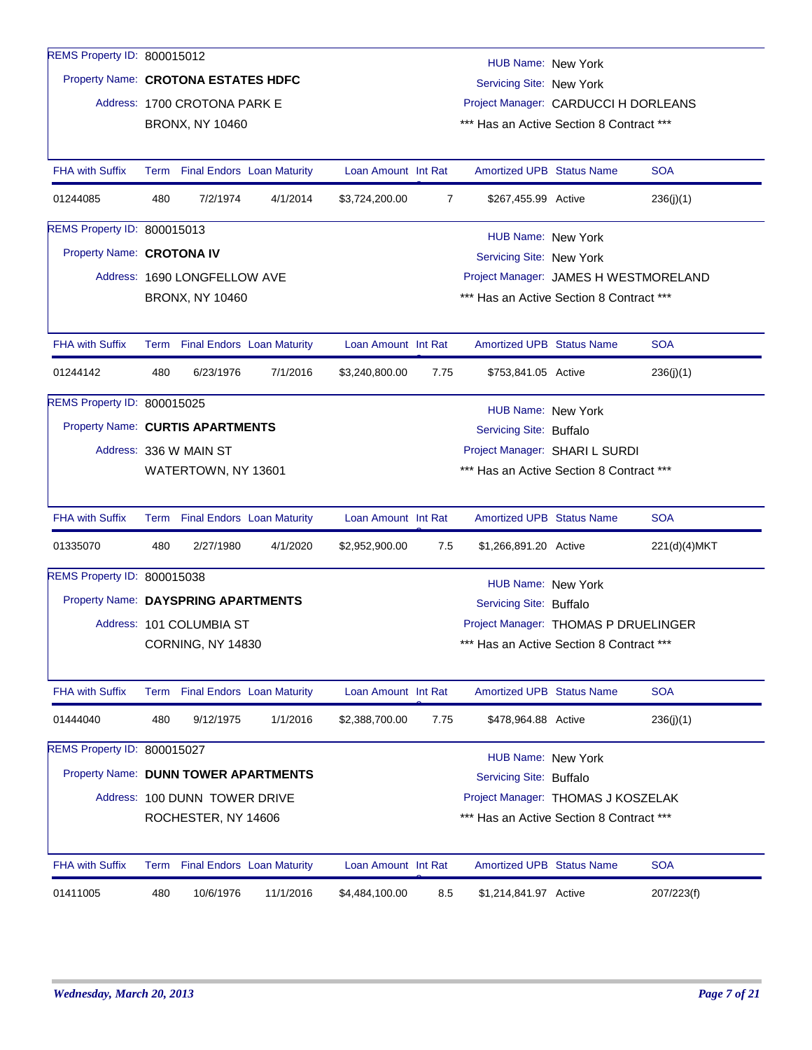REMS Property ID: 800015012

Property Name: **CROTONA ESTATES HDFC**

Address: 1700 CROTONA PARK E
BRONX, NY 10460

HUB Name: New York
Servicing Site: New York
Project Manager: CARDUCCI H DORLEANS
*** Has an Active Section 8 Contract ***

| FHA with Suffix | Term | Final Endors | Loan Maturity | Loan Amount | Int Rat | Amortized UPB | Status Name | SOA |
|---|---|---|---|---|---|---|---|---|
| 01244085 | 480 | 7/2/1974 | 4/1/2014 | $3,724,200.00 | 7 | $267,455.99 | Active | 236(j)(1) |

REMS Property ID: 800015013

Property Name: **CROTONA IV**

Address: 1690 LONGFELLOW AVE
BRONX, NY 10460

HUB Name: New York
Servicing Site: New York
Project Manager: JAMES H WESTMORELAND
*** Has an Active Section 8 Contract ***

| FHA with Suffix | Term | Final Endors | Loan Maturity | Loan Amount | Int Rat | Amortized UPB | Status Name | SOA |
|---|---|---|---|---|---|---|---|---|
| 01244142 | 480 | 6/23/1976 | 7/1/2016 | $3,240,800.00 | 7.75 | $753,841.05 | Active | 236(j)(1) |

REMS Property ID: 800015025

Property Name: **CURTIS APARTMENTS**

Address: 336 W MAIN ST
WATERTOWN, NY 13601

HUB Name: New York
Servicing Site: Buffalo
Project Manager: SHARI L SURDI
*** Has an Active Section 8 Contract ***

| FHA with Suffix | Term | Final Endors | Loan Maturity | Loan Amount | Int Rat | Amortized UPB | Status Name | SOA |
|---|---|---|---|---|---|---|---|---|
| 01335070 | 480 | 2/27/1980 | 4/1/2020 | $2,952,900.00 | 7.5 | $1,266,891.20 | Active | 221(d)(4)MKT |

REMS Property ID: 800015038

Property Name: **DAYSPRING APARTMENTS**

Address: 101 COLUMBIA ST
CORNING, NY 14830

HUB Name: New York
Servicing Site: Buffalo
Project Manager: THOMAS P DRUELINGER
*** Has an Active Section 8 Contract ***

| FHA with Suffix | Term | Final Endors | Loan Maturity | Loan Amount | Int Rat | Amortized UPB | Status Name | SOA |
|---|---|---|---|---|---|---|---|---|
| 01444040 | 480 | 9/12/1975 | 1/1/2016 | $2,388,700.00 | 7.75 | $478,964.88 | Active | 236(j)(1) |

REMS Property ID: 800015027

Property Name: **DUNN TOWER APARTMENTS**

Address: 100 DUNN TOWER DRIVE
ROCHESTER, NY 14606

HUB Name: New York
Servicing Site: Buffalo
Project Manager: THOMAS J KOSZELAK
*** Has an Active Section 8 Contract ***

| FHA with Suffix | Term | Final Endors | Loan Maturity | Loan Amount | Int Rat | Amortized UPB | Status Name | SOA |
|---|---|---|---|---|---|---|---|---|
| 01411005 | 480 | 10/6/1976 | 11/1/2016 | $4,484,100.00 | 8.5 | $1,214,841.97 | Active | 207/223(f) |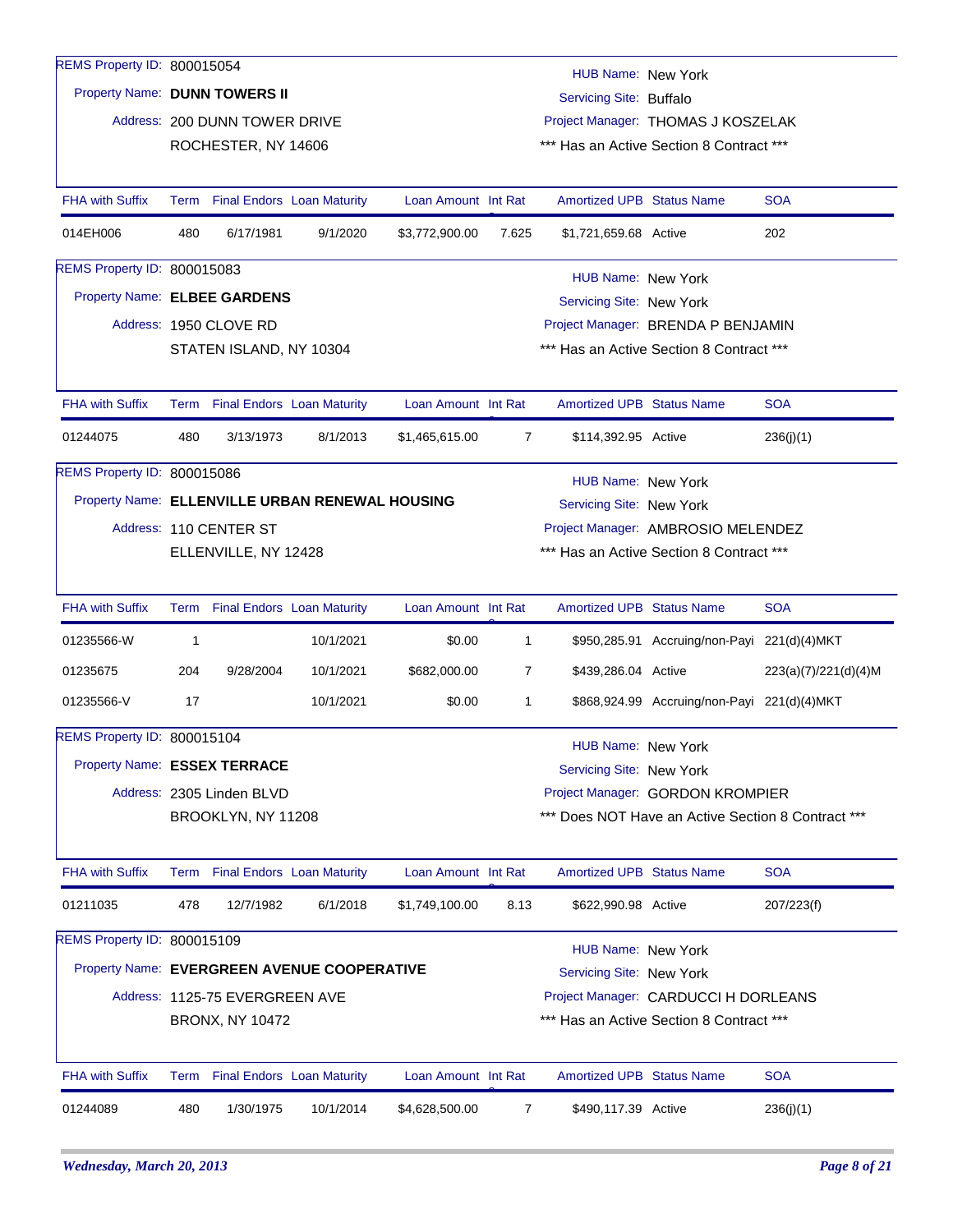REMS Property ID: 800015054

Property Name: **DUNN TOWERS II**

Address: 200 DUNN TOWER DRIVE
ROCHESTER, NY 14606

HUB Name: New York
Servicing Site: Buffalo
Project Manager: THOMAS J KOSZELAK
*** Has an Active Section 8 Contract ***

| FHA with Suffix | Term | Final Endors | Loan Maturity | Loan Amount | Int Rate | Amortized UPB | Status Name | SOA |
|---|---|---|---|---|---|---|---|---|
| 014EH006 | 480 | 6/17/1981 | 9/1/2020 | $3,772,900.00 | 7.625 | $1,721,659.68 | Active | 202 |

REMS Property ID: 800015083

Property Name: **ELBEE GARDENS**

Address: 1950 CLOVE RD
STATEN ISLAND, NY 10304

HUB Name: New York
Servicing Site: New York
Project Manager: BRENDA P BENJAMIN
*** Has an Active Section 8 Contract ***

| FHA with Suffix | Term | Final Endors | Loan Maturity | Loan Amount | Int Rate | Amortized UPB | Status Name | SOA |
|---|---|---|---|---|---|---|---|---|
| 01244075 | 480 | 3/13/1973 | 8/1/2013 | $1,465,615.00 | 7 | $114,392.95 | Active | 236(j)(1) |

REMS Property ID: 800015086

Property Name: **ELLENVILLE URBAN RENEWAL HOUSING**

Address: 110 CENTER ST
ELLENVILLE, NY 12428

HUB Name: New York
Servicing Site: New York
Project Manager: AMBROSIO MELENDEZ
*** Has an Active Section 8 Contract ***

| FHA with Suffix | Term | Final Endors | Loan Maturity | Loan Amount | Int Rate | Amortized UPB | Status Name | SOA |
|---|---|---|---|---|---|---|---|---|
| 01235566-W | 1 | | 10/1/2021 | $0.00 | 1 | $950,285.91 | Accruing/non-Payi | 221(d)(4)MKT |
| 01235675 | 204 | 9/28/2004 | 10/1/2021 | $682,000.00 | 7 | $439,286.04 | Active | 223(a)(7)/221(d)(4)M |
| 01235566-V | 17 | | 10/1/2021 | $0.00 | 1 | $868,924.99 | Accruing/non-Payi | 221(d)(4)MKT |

REMS Property ID: 800015104

Property Name: **ESSEX TERRACE**

Address: 2305 Linden BLVD
BROOKLYN, NY 11208

HUB Name: New York
Servicing Site: New York
Project Manager: GORDON KROMPIER
*** Does NOT Have an Active Section 8 Contract ***

| FHA with Suffix | Term | Final Endors | Loan Maturity | Loan Amount | Int Rate | Amortized UPB | Status Name | SOA |
|---|---|---|---|---|---|---|---|---|
| 01211035 | 478 | 12/7/1982 | 6/1/2018 | $1,749,100.00 | 8.13 | $622,990.98 | Active | 207/223(f) |

REMS Property ID: 800015109

Property Name: **EVERGREEN AVENUE COOPERATIVE**

Address: 1125-75 EVERGREEN AVE
BRONX, NY 10472

HUB Name: New York
Servicing Site: New York
Project Manager: CARDUCCI H DORLEANS
*** Has an Active Section 8 Contract ***

| FHA with Suffix | Term | Final Endors | Loan Maturity | Loan Amount | Int Rate | Amortized UPB | Status Name | SOA |
|---|---|---|---|---|---|---|---|---|
| 01244089 | 480 | 1/30/1975 | 10/1/2014 | $4,628,500.00 | 7 | $490,117.39 | Active | 236(j)(1) |

*Wednesday, March 20, 2013*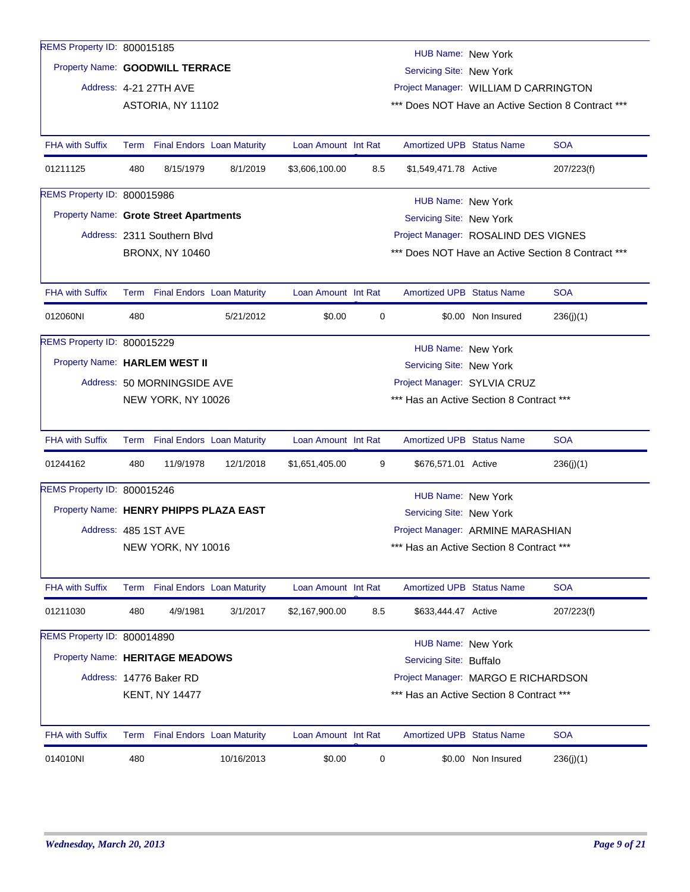REMS Property ID: 800015185
Property Name: **GOODWILL TERRACE**
Address: 4-21 27TH AVE
ASTORIA, NY 11102

HUB Name: New York
Servicing Site: New York
Project Manager: WILLIAM D CARRINGTON
*** Does NOT Have an Active Section 8 Contract ***

| FHA with Suffix | Term | Final Endors | Loan Maturity | Loan Amount | Int Rat | Amortized UPB | Status Name | SOA |
|---|---|---|---|---|---|---|---|---|
| 01211125 | 480 | 8/15/1979 | 8/1/2019 | $3,606,100.00 | 8.5 | $1,549,471.78 | Active | 207/223(f) |

REMS Property ID: 800015986
Property Name: **Grote Street Apartments**
Address: 2311 Southern Blvd
BRONX, NY 10460

HUB Name: New York
Servicing Site: New York
Project Manager: ROSALIND DES VIGNES
*** Does NOT Have an Active Section 8 Contract ***

| FHA with Suffix | Term | Final Endors | Loan Maturity | Loan Amount | Int Rat | Amortized UPB | Status Name | SOA |
|---|---|---|---|---|---|---|---|---|
| 012060NI | 480 | | 5/21/2012 | $0.00 | 0 | $0.00 | Non Insured | 236(j)(1) |

REMS Property ID: 800015229
Property Name: **HARLEM WEST II**
Address: 50 MORNINGSIDE AVE
NEW YORK, NY 10026

HUB Name: New York
Servicing Site: New York
Project Manager: SYLVIA CRUZ
*** Has an Active Section 8 Contract ***

| FHA with Suffix | Term | Final Endors | Loan Maturity | Loan Amount | Int Rat | Amortized UPB | Status Name | SOA |
|---|---|---|---|---|---|---|---|---|
| 01244162 | 480 | 11/9/1978 | 12/1/2018 | $1,651,405.00 | 9 | $676,571.01 | Active | 236(j)(1) |

REMS Property ID: 800015246
Property Name: **HENRY PHIPPS PLAZA EAST**
Address: 485 1ST AVE
NEW YORK, NY 10016

HUB Name: New York
Servicing Site: New York
Project Manager: ARMINE MARASHIAN
*** Has an Active Section 8 Contract ***

| FHA with Suffix | Term | Final Endors | Loan Maturity | Loan Amount | Int Rat | Amortized UPB | Status Name | SOA |
|---|---|---|---|---|---|---|---|---|
| 01211030 | 480 | 4/9/1981 | 3/1/2017 | $2,167,900.00 | 8.5 | $633,444.47 | Active | 207/223(f) |

REMS Property ID: 800014890
Property Name: **HERITAGE MEADOWS**
Address: 14776 Baker RD
KENT, NY 14477

HUB Name: New York
Servicing Site: Buffalo
Project Manager: MARGO E RICHARDSON
*** Has an Active Section 8 Contract ***

| FHA with Suffix | Term | Final Endors | Loan Maturity | Loan Amount | Int Rat | Amortized UPB | Status Name | SOA |
|---|---|---|---|---|---|---|---|---|
| 014010NI | 480 | | 10/16/2013 | $0.00 | 0 | $0.00 | Non Insured | 236(j)(1) |

*Wednesday, March 20, 2013*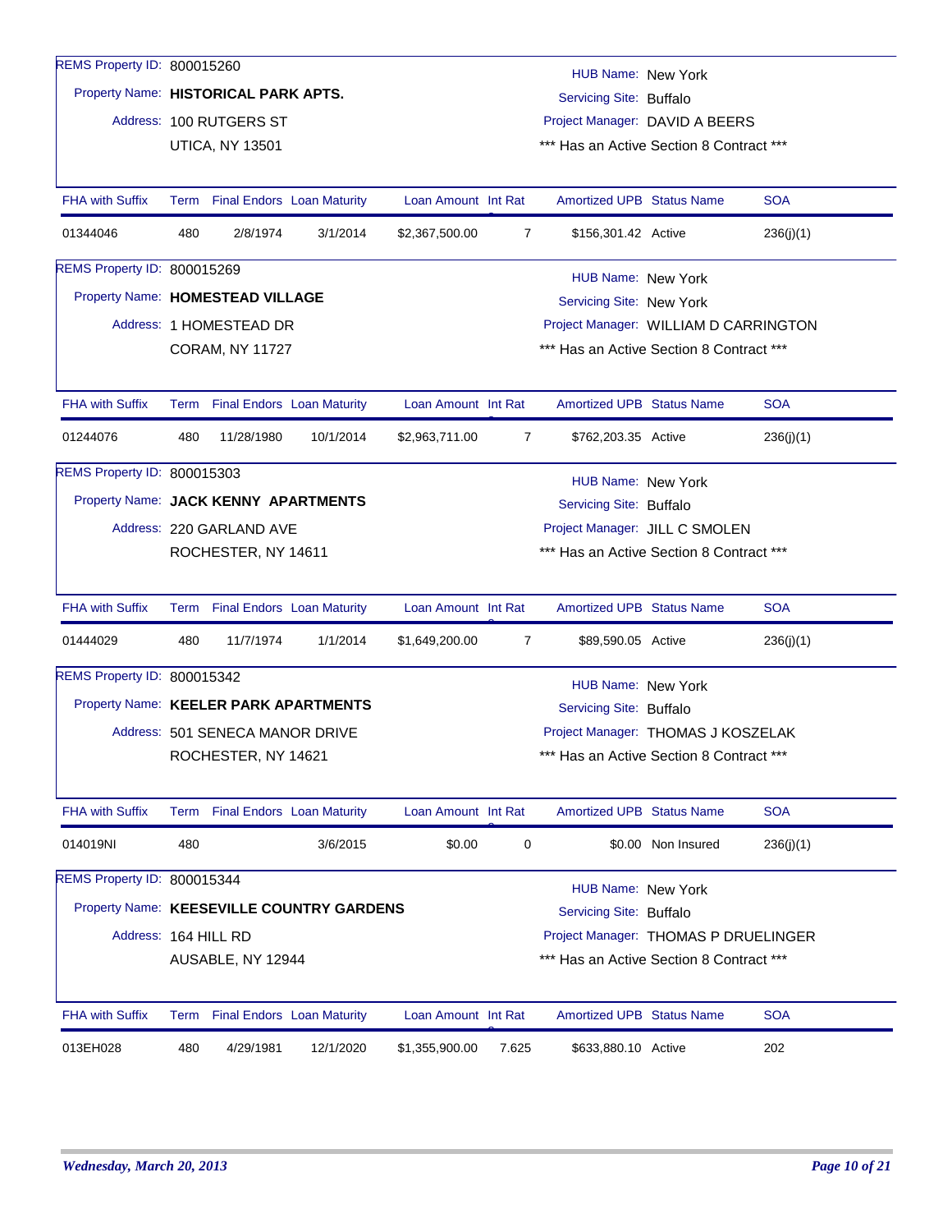REMS Property ID: 800015260
Property Name: **HISTORICAL PARK APTS.**
Address: 100 RUTGERS ST
UTICA, NY 13501

HUB Name: New York
Servicing Site: Buffalo
Project Manager: DAVID A BEERS
*** Has an Active Section 8 Contract ***

| FHA with Suffix | Term | Final Endors | Loan Maturity | Loan Amount | Int Rate | Amortized UPB | Status Name | SOA |
|---|---|---|---|---|---|---|---|---|
| 01344046 | 480 | 2/8/1974 | 3/1/2014 | $2,367,500.00 | 7 | $156,301.42 | Active | 236(j)(1) |

REMS Property ID: 800015269
Property Name: **HOMESTEAD VILLAGE**
Address: 1 HOMESTEAD DR
CORAM, NY 11727

HUB Name: New York
Servicing Site: New York
Project Manager: WILLIAM D CARRINGTON
*** Has an Active Section 8 Contract ***

| FHA with Suffix | Term | Final Endors | Loan Maturity | Loan Amount | Int Rate | Amortized UPB | Status Name | SOA |
|---|---|---|---|---|---|---|---|---|
| 01244076 | 480 | 11/28/1980 | 10/1/2014 | $2,963,711.00 | 7 | $762,203.35 | Active | 236(j)(1) |

REMS Property ID: 800015303
Property Name: **JACK KENNY APARTMENTS**
Address: 220 GARLAND AVE
ROCHESTER, NY 14611

HUB Name: New York
Servicing Site: Buffalo
Project Manager: JILL C SMOLEN
*** Has an Active Section 8 Contract ***

| FHA with Suffix | Term | Final Endors | Loan Maturity | Loan Amount | Int Rate | Amortized UPB | Status Name | SOA |
|---|---|---|---|---|---|---|---|---|
| 01444029 | 480 | 11/7/1974 | 1/1/2014 | $1,649,200.00 | 7 | $89,590.05 | Active | 236(j)(1) |

REMS Property ID: 800015342
Property Name: **KEELER PARK APARTMENTS**
Address: 501 SENECA MANOR DRIVE
ROCHESTER, NY 14621

HUB Name: New York
Servicing Site: Buffalo
Project Manager: THOMAS J KOSZELAK
*** Has an Active Section 8 Contract ***

| FHA with Suffix | Term | Final Endors | Loan Maturity | Loan Amount | Int Rate | Amortized UPB | Status Name | SOA |
|---|---|---|---|---|---|---|---|---|
| 014019NI | 480 | | 3/6/2015 | $0.00 | 0 | $0.00 | Non Insured | 236(j)(1) |

REMS Property ID: 800015344
Property Name: **KEESEVILLE COUNTRY GARDENS**
Address: 164 HILL RD
AUSABLE, NY 12944

HUB Name: New York
Servicing Site: Buffalo
Project Manager: THOMAS P DRUELINGER
*** Has an Active Section 8 Contract ***

| FHA with Suffix | Term | Final Endors | Loan Maturity | Loan Amount | Int Rate | Amortized UPB | Status Name | SOA |
|---|---|---|---|---|---|---|---|---|
| 013EH028 | 480 | 4/29/1981 | 12/1/2020 | $1,355,900.00 | 7.625 | $633,880.10 | Active | 202 |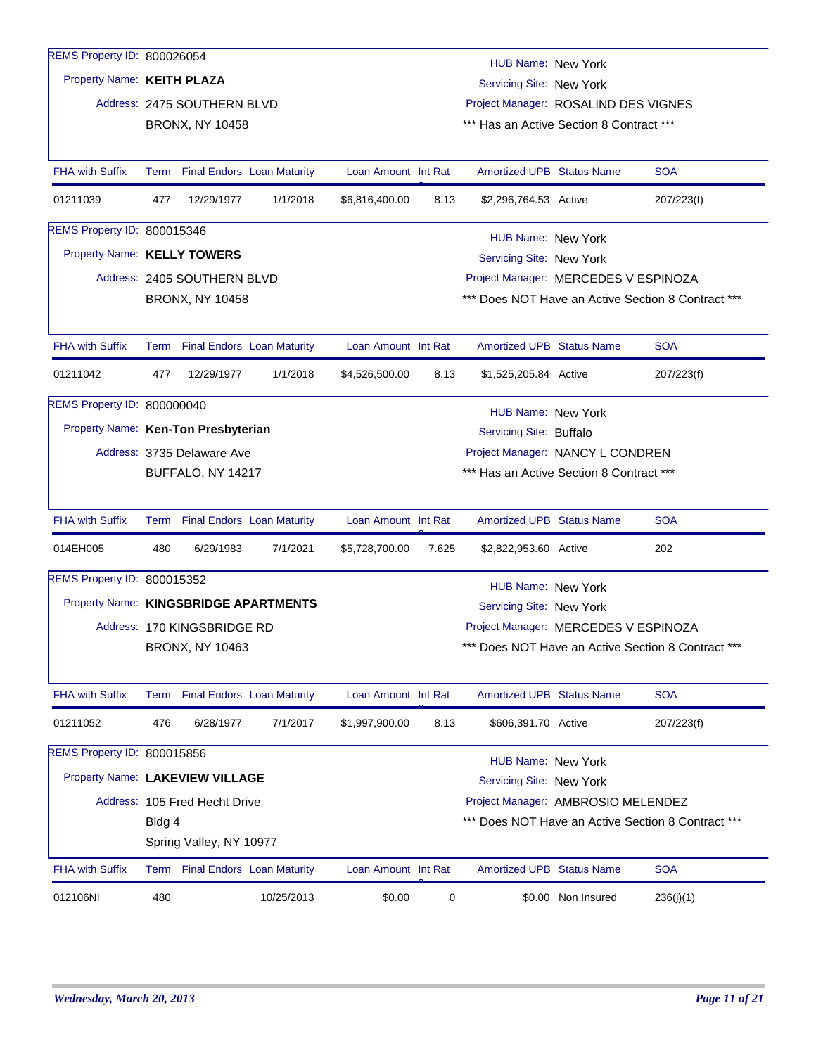REMS Property ID: 800026054
Property Name: **KEITH PLAZA**
Address: 2475 SOUTHERN BLVD
BRONX, NY 10458

HUB Name: New York
Servicing Site: New York
Project Manager: ROSALIND DES VIGNES
*** Has an Active Section 8 Contract ***

| FHA with Suffix | Term | Final Endors | Loan Maturity | Loan Amount | Int Rat | Amortized UPB | Status Name | SOA |
|---|---|---|---|---|---|---|---|---|
| 01211039 | 477 | 12/29/1977 | 1/1/2018 | $6,816,400.00 | 8.13 | $2,296,764.53 | Active | 207/223(f) |

REMS Property ID: 800015346
Property Name: **KELLY TOWERS**
Address: 2405 SOUTHERN BLVD
BRONX, NY 10458

HUB Name: New York
Servicing Site: New York
Project Manager: MERCEDES V ESPINOZA
*** Does NOT Have an Active Section 8 Contract ***

| FHA with Suffix | Term | Final Endors | Loan Maturity | Loan Amount | Int Rat | Amortized UPB | Status Name | SOA |
|---|---|---|---|---|---|---|---|---|
| 01211042 | 477 | 12/29/1977 | 1/1/2018 | $4,526,500.00 | 8.13 | $1,525,205.84 | Active | 207/223(f) |

REMS Property ID: 800000040
Property Name: **Ken-Ton Presbyterian**
Address: 3735 Delaware Ave
BUFFALO, NY 14217

HUB Name: New York
Servicing Site: Buffalo
Project Manager: NANCY L CONDREN
*** Has an Active Section 8 Contract ***

| FHA with Suffix | Term | Final Endors | Loan Maturity | Loan Amount | Int Rat | Amortized UPB | Status Name | SOA |
|---|---|---|---|---|---|---|---|---|
| 014EH005 | 480 | 6/29/1983 | 7/1/2021 | $5,728,700.00 | 7.625 | $2,822,953.60 | Active | 202 |

REMS Property ID: 800015352
Property Name: **KINGSBRIDGE APARTMENTS**
Address: 170 KINGSBRIDGE RD
BRONX, NY 10463

HUB Name: New York
Servicing Site: New York
Project Manager: MERCEDES V ESPINOZA
*** Does NOT Have an Active Section 8 Contract ***

| FHA with Suffix | Term | Final Endors | Loan Maturity | Loan Amount | Int Rat | Amortized UPB | Status Name | SOA |
|---|---|---|---|---|---|---|---|---|
| 01211052 | 476 | 6/28/1977 | 7/1/2017 | $1,997,900.00 | 8.13 | $606,391.70 | Active | 207/223(f) |

REMS Property ID: 800015856
Property Name: **LAKEVIEW VILLAGE**
Address: 105 Fred Hecht Drive
Bldg 4
Spring Valley, NY 10977

HUB Name: New York
Servicing Site: New York
Project Manager: AMBROSIO MELENDEZ
*** Does NOT Have an Active Section 8 Contract ***

| FHA with Suffix | Term | Final Endors | Loan Maturity | Loan Amount | Int Rat | Amortized UPB | Status Name | SOA |
|---|---|---|---|---|---|---|---|---|
| 012106NI | 480 | | 10/25/2013 | $0.00 | 0 | $0.00 | Non Insured | 236(j)(1) |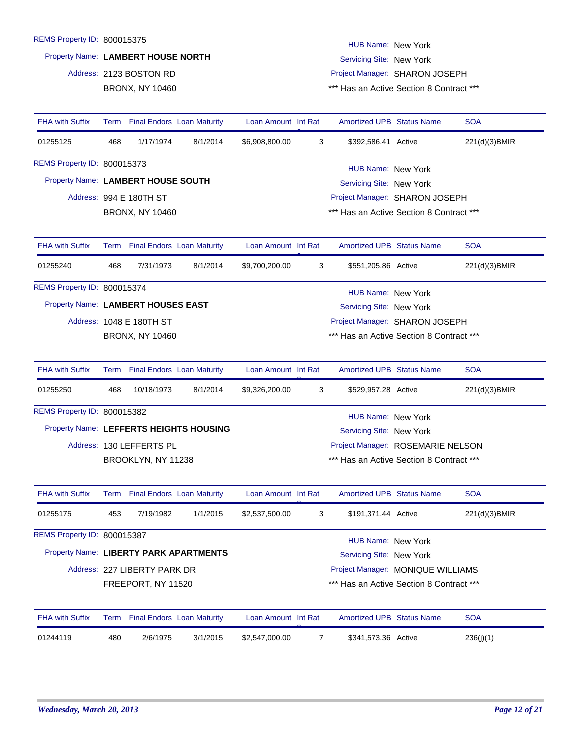REMS Property ID: 800015375

Property Name: **LAMBERT HOUSE NORTH**

Address: 2123 BOSTON RD
BRONX, NY 10460

HUB Name: New York
Servicing Site: New York
Project Manager: SHARON JOSEPH
*** Has an Active Section 8 Contract ***

| FHA with Suffix | Term | Final Endors | Loan Maturity | Loan Amount | Int Rate | Amortized UPB | Status Name | SOA |
|---|---|---|---|---|---|---|---|---|
| 01255125 | 468 | 1/17/1974 | 8/1/2014 | $6,908,800.00 | 3 | $392,586.41 | Active | 221(d)(3)BMIR |

REMS Property ID: 800015373

Property Name: **LAMBERT HOUSE SOUTH**

Address: 994 E 180TH ST
BRONX, NY 10460

HUB Name: New York
Servicing Site: New York
Project Manager: SHARON JOSEPH
*** Has an Active Section 8 Contract ***

| FHA with Suffix | Term | Final Endors | Loan Maturity | Loan Amount | Int Rate | Amortized UPB | Status Name | SOA |
|---|---|---|---|---|---|---|---|---|
| 01255240 | 468 | 7/31/1973 | 8/1/2014 | $9,700,200.00 | 3 | $551,205.86 | Active | 221(d)(3)BMIR |

REMS Property ID: 800015374

Property Name: **LAMBERT HOUSES EAST**

Address: 1048 E 180TH ST
BRONX, NY 10460

HUB Name: New York
Servicing Site: New York
Project Manager: SHARON JOSEPH
*** Has an Active Section 8 Contract ***

| FHA with Suffix | Term | Final Endors | Loan Maturity | Loan Amount | Int Rate | Amortized UPB | Status Name | SOA |
|---|---|---|---|---|---|---|---|---|
| 01255250 | 468 | 10/18/1973 | 8/1/2014 | $9,326,200.00 | 3 | $529,957.28 | Active | 221(d)(3)BMIR |

REMS Property ID: 800015382

Property Name: **LEFFERTS HEIGHTS HOUSING**

Address: 130 LEFFERTS PL
BROOKLYN, NY 11238

HUB Name: New York
Servicing Site: New York
Project Manager: ROSEMARIE NELSON
*** Has an Active Section 8 Contract ***

| FHA with Suffix | Term | Final Endors | Loan Maturity | Loan Amount | Int Rate | Amortized UPB | Status Name | SOA |
|---|---|---|---|---|---|---|---|---|
| 01255175 | 453 | 7/19/1982 | 1/1/2015 | $2,537,500.00 | 3 | $191,371.44 | Active | 221(d)(3)BMIR |

REMS Property ID: 800015387

Property Name: **LIBERTY PARK APARTMENTS**

Address: 227 LIBERTY PARK DR
FREEPORT, NY 11520

HUB Name: New York
Servicing Site: New York
Project Manager: MONIQUE WILLIAMS
*** Has an Active Section 8 Contract ***

| FHA with Suffix | Term | Final Endors | Loan Maturity | Loan Amount | Int Rate | Amortized UPB | Status Name | SOA |
|---|---|---|---|---|---|---|---|---|
| 01244119 | 480 | 2/6/1975 | 3/1/2015 | $2,547,000.00 | 7 | $341,573.36 | Active | 236(j)(1) |

*Wednesday, March 20, 2013*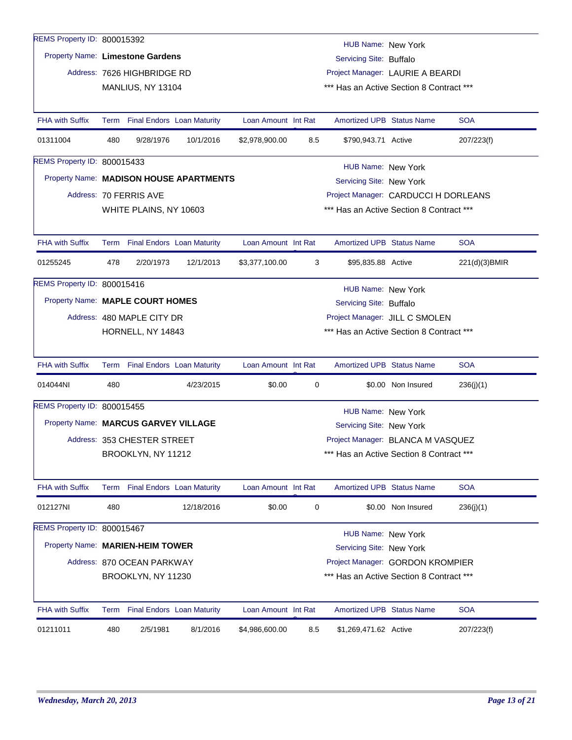REMS Property ID: 800015392

Property Name: **Limestone Gardens**

Address: 7626 HIGHBRIDGE RD
MANLIUS, NY 13104

HUB Name: New York
Servicing Site: Buffalo
Project Manager: LAURIE A BEARDI
*** Has an Active Section 8 Contract ***

| FHA with Suffix | Term | Final Endors | Loan Maturity | Loan Amount | Int Rate | Amortized UPB | Status Name | SOA |
|---|---|---|---|---|---|---|---|---|
| 01311004 | 480 | 9/28/1976 | 10/1/2016 | $2,978,900.00 | 8.5 | $790,943.71 | Active | 207/223(f) |

REMS Property ID: 800015433

Property Name: **MADISON HOUSE APARTMENTS**

Address: 70 FERRIS AVE
WHITE PLAINS, NY 10603

HUB Name: New York
Servicing Site: New York
Project Manager: CARDUCCI H DORLEANS
*** Has an Active Section 8 Contract ***

| FHA with Suffix | Term | Final Endors | Loan Maturity | Loan Amount | Int Rate | Amortized UPB | Status Name | SOA |
|---|---|---|---|---|---|---|---|---|
| 01255245 | 478 | 2/20/1973 | 12/1/2013 | $3,377,100.00 | 3 | $95,835.88 | Active | 221(d)(3)BMIR |

REMS Property ID: 800015416

Property Name: **MAPLE COURT HOMES**

Address: 480 MAPLE CITY DR
HORNELL, NY 14843

HUB Name: New York
Servicing Site: Buffalo
Project Manager: JILL C SMOLEN
*** Has an Active Section 8 Contract ***

| FHA with Suffix | Term | Final Endors | Loan Maturity | Loan Amount | Int Rate | Amortized UPB | Status Name | SOA |
|---|---|---|---|---|---|---|---|---|
| 014044NI | 480 | | 4/23/2015 | $0.00 | 0 | $0.00 | Non Insured | 236(j)(1) |

REMS Property ID: 800015455

Property Name: **MARCUS GARVEY VILLAGE**

Address: 353 CHESTER STREET
BROOKLYN, NY 11212

HUB Name: New York
Servicing Site: New York
Project Manager: BLANCA M VASQUEZ
*** Has an Active Section 8 Contract ***

| FHA with Suffix | Term | Final Endors | Loan Maturity | Loan Amount | Int Rate | Amortized UPB | Status Name | SOA |
|---|---|---|---|---|---|---|---|---|
| 012127NI | 480 | | 12/18/2016 | $0.00 | 0 | $0.00 | Non Insured | 236(j)(1) |

REMS Property ID: 800015467

Property Name: **MARIEN-HEIM TOWER**

Address: 870 OCEAN PARKWAY
BROOKLYN, NY 11230

HUB Name: New York
Servicing Site: New York
Project Manager: GORDON KROMPIER
*** Has an Active Section 8 Contract ***

| FHA with Suffix | Term | Final Endors | Loan Maturity | Loan Amount | Int Rate | Amortized UPB | Status Name | SOA |
|---|---|---|---|---|---|---|---|---|
| 01211011 | 480 | 2/5/1981 | 8/1/2016 | $4,986,600.00 | 8.5 | $1,269,471.62 | Active | 207/223(f) |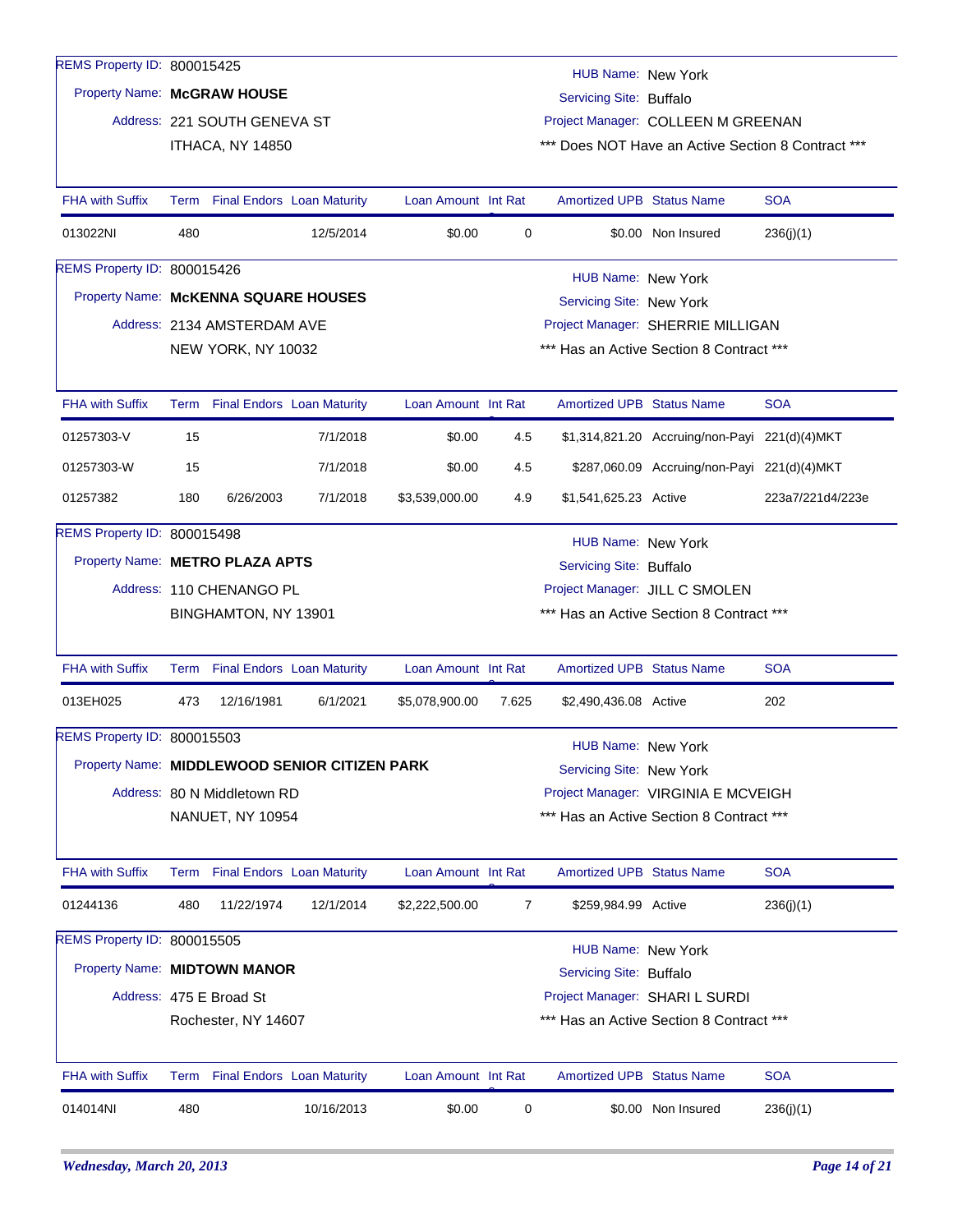REMS Property ID: 800015425

Property Name: **McGRAW HOUSE**

Address: 221 SOUTH GENEVA ST
ITHACA, NY 14850

HUB Name: New York
Servicing Site: Buffalo
Project Manager: COLLEEN M GREENAN
*** Does NOT Have an Active Section 8 Contract ***

| FHA with Suffix | Term | Final Endors | Loan Maturity | Loan Amount | Int Rate | Amortized UPB | Status Name | SOA |
|---|---|---|---|---|---|---|---|---|
| 013022NI | 480 | | 12/5/2014 | $0.00 | 0 | $0.00 | Non Insured | 236(j)(1) |

REMS Property ID: 800015426

Property Name: **McKENNA SQUARE HOUSES**

Address: 2134 AMSTERDAM AVE
NEW YORK, NY 10032

HUB Name: New York
Servicing Site: New York
Project Manager: SHERRIE MILLIGAN
*** Has an Active Section 8 Contract ***

| FHA with Suffix | Term | Final Endors | Loan Maturity | Loan Amount | Int Rate | Amortized UPB | Status Name | SOA |
|---|---|---|---|---|---|---|---|---|
| 01257303-V | 15 | | 7/1/2018 | $0.00 | 4.5 | $1,314,821.20 | Accruing/non-Payi | 221(d)(4)MKT |
| 01257303-W | 15 | | 7/1/2018 | $0.00 | 4.5 | $287,060.09 | Accruing/non-Payi | 221(d)(4)MKT |
| 01257382 | 180 | 6/26/2003 | 7/1/2018 | $3,539,000.00 | 4.9 | $1,541,625.23 | Active | 223a7/221d4/223e |

REMS Property ID: 800015498

Property Name: **METRO PLAZA APTS**

Address: 110 CHENANGO PL
BINGHAMTON, NY 13901

HUB Name: New York
Servicing Site: Buffalo
Project Manager: JILL C SMOLEN
*** Has an Active Section 8 Contract ***

| FHA with Suffix | Term | Final Endors | Loan Maturity | Loan Amount | Int Rate | Amortized UPB | Status Name | SOA |
|---|---|---|---|---|---|---|---|---|
| 013EH025 | 473 | 12/16/1981 | 6/1/2021 | $5,078,900.00 | 7.625 | $2,490,436.08 | Active | 202 |

REMS Property ID: 800015503

Property Name: **MIDDLEWOOD SENIOR CITIZEN PARK**

Address: 80 N Middletown RD
NANUET, NY 10954

HUB Name: New York
Servicing Site: New York
Project Manager: VIRGINIA E MCVEIGH
*** Has an Active Section 8 Contract ***

| FHA with Suffix | Term | Final Endors | Loan Maturity | Loan Amount | Int Rate | Amortized UPB | Status Name | SOA |
|---|---|---|---|---|---|---|---|---|
| 01244136 | 480 | 11/22/1974 | 12/1/2014 | $2,222,500.00 | 7 | $259,984.99 | Active | 236(j)(1) |

REMS Property ID: 800015505

Property Name: **MIDTOWN MANOR**

Address: 475 E Broad St
Rochester, NY 14607

HUB Name: New York
Servicing Site: Buffalo
Project Manager: SHARI L SURDI
*** Has an Active Section 8 Contract ***

| FHA with Suffix | Term | Final Endors | Loan Maturity | Loan Amount | Int Rate | Amortized UPB | Status Name | SOA |
|---|---|---|---|---|---|---|---|---|
| 014014NI | 480 | | 10/16/2013 | $0.00 | 0 | $0.00 | Non Insured | 236(j)(1) |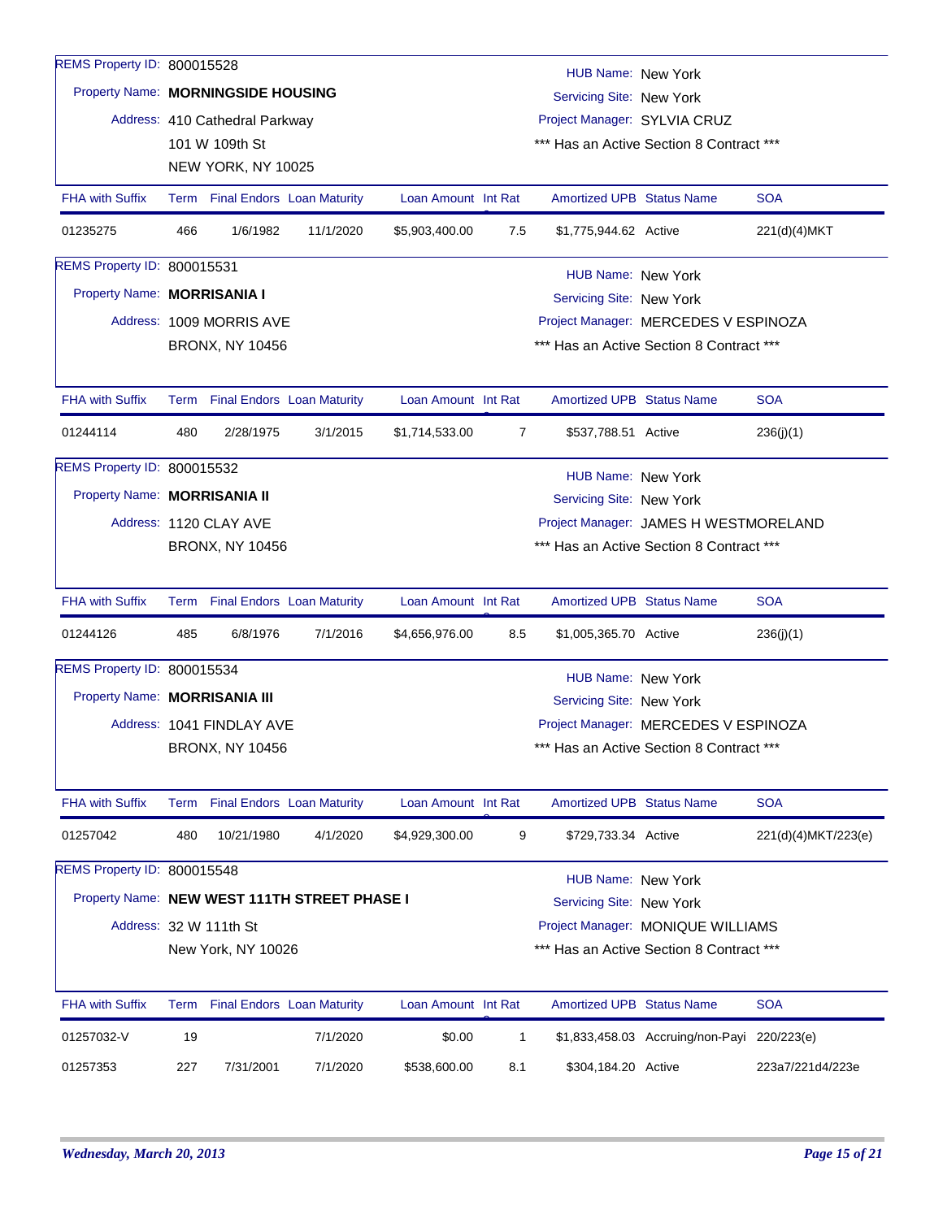REMS Property ID: 800015528

Property Name: **MORNINGSIDE HOUSING**

Address: 410 Cathedral Parkway
101 W 109th St
NEW YORK, NY 10025

HUB Name: New York
Servicing Site: New York
Project Manager: SYLVIA CRUZ
*** Has an Active Section 8 Contract ***

| FHA with Suffix | Term | Final Endors | Loan Maturity | Loan Amount | Int Rat | Amortized UPB | Status Name | SOA |
|---|---|---|---|---|---|---|---|---|
| 01235275 | 466 | 1/6/1982 | 11/1/2020 | $5,903,400.00 | 7.5 | $1,775,944.62 | Active | 221(d)(4)MKT |

REMS Property ID: 800015531

Property Name: **MORRISANIA I**

Address: 1009 MORRIS AVE
BRONX, NY 10456

HUB Name: New York
Servicing Site: New York
Project Manager: MERCEDES V ESPINOZA
*** Has an Active Section 8 Contract ***

| FHA with Suffix | Term | Final Endors | Loan Maturity | Loan Amount | Int Rat | Amortized UPB | Status Name | SOA |
|---|---|---|---|---|---|---|---|---|
| 01244114 | 480 | 2/28/1975 | 3/1/2015 | $1,714,533.00 | 7 | $537,788.51 | Active | 236(j)(1) |

REMS Property ID: 800015532

Property Name: **MORRISANIA II**

Address: 1120 CLAY AVE
BRONX, NY 10456

HUB Name: New York
Servicing Site: New York
Project Manager: JAMES H WESTMORELAND
*** Has an Active Section 8 Contract ***

| FHA with Suffix | Term | Final Endors | Loan Maturity | Loan Amount | Int Rat | Amortized UPB | Status Name | SOA |
|---|---|---|---|---|---|---|---|---|
| 01244126 | 485 | 6/8/1976 | 7/1/2016 | $4,656,976.00 | 8.5 | $1,005,365.70 | Active | 236(j)(1) |

REMS Property ID: 800015534

Property Name: **MORRISANIA III**

Address: 1041 FINDLAY AVE
BRONX, NY 10456

HUB Name: New York
Servicing Site: New York
Project Manager: MERCEDES V ESPINOZA
*** Has an Active Section 8 Contract ***

| FHA with Suffix | Term | Final Endors | Loan Maturity | Loan Amount | Int Rat | Amortized UPB | Status Name | SOA |
|---|---|---|---|---|---|---|---|---|
| 01257042 | 480 | 10/21/1980 | 4/1/2020 | $4,929,300.00 | 9 | $729,733.34 | Active | 221(d)(4)MKT/223(e) |

REMS Property ID: 800015548

Property Name: **NEW WEST 111TH STREET PHASE I**

Address: 32 W 111th St
New York, NY 10026

HUB Name: New York
Servicing Site: New York
Project Manager: MONIQUE WILLIAMS
*** Has an Active Section 8 Contract ***

| FHA with Suffix | Term | Final Endors | Loan Maturity | Loan Amount | Int Rat | Amortized UPB | Status Name | SOA |
|---|---|---|---|---|---|---|---|---|
| 01257032-V | 19 | | 7/1/2020 | $0.00 | 1 | $1,833,458.03 | Accruing/non-Payi | 220/223(e) |
| 01257353 | 227 | 7/31/2001 | 7/1/2020 | $538,600.00 | 8.1 | $304,184.20 | Active | 223a7/221d4/223e |

*Wednesday, March 20, 2013*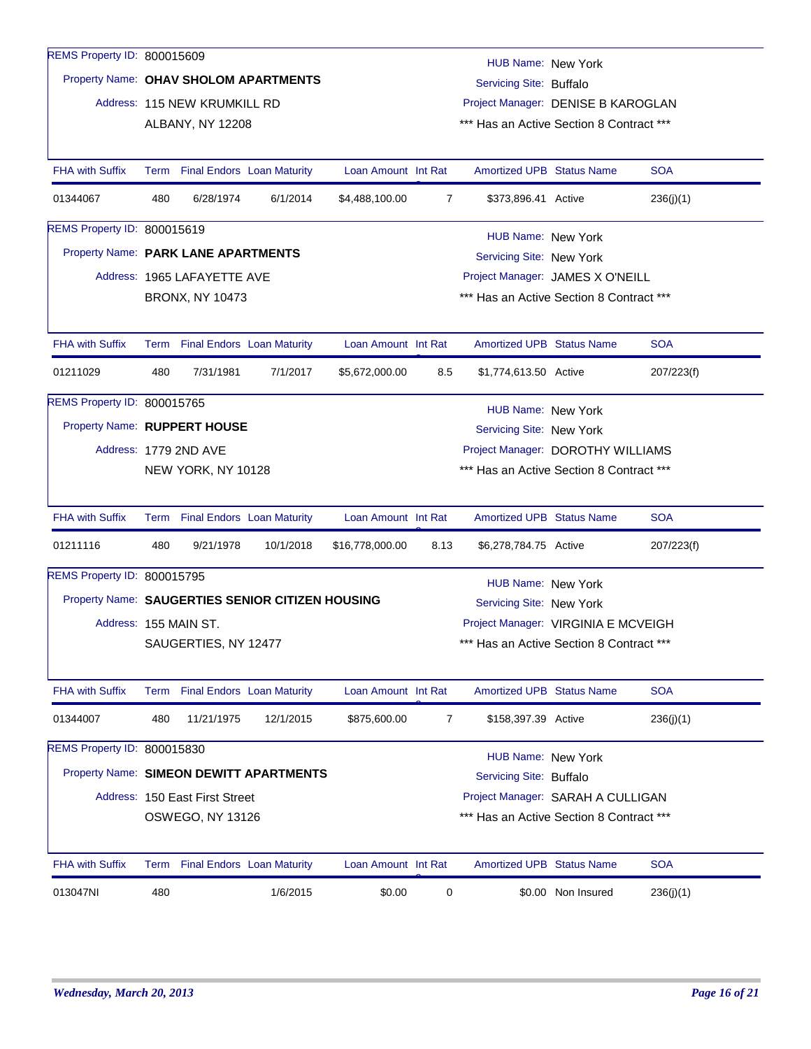REMS Property ID: 800015609

Property Name: **OHAV SHOLOM APARTMENTS**

Address: 115 NEW KRUMKILL RD
ALBANY, NY 12208

HUB Name: New York
Servicing Site: Buffalo
Project Manager: DENISE B KAROGLAN
*** Has an Active Section 8 Contract ***

| FHA with Suffix | Term | Final Endors | Loan Maturity | Loan Amount | Int Rat | Amortized UPB | Status Name | SOA |
|---|---|---|---|---|---|---|---|---|
| 01344067 | 480 | 6/28/1974 | 6/1/2014 | $4,488,100.00 | 7 | $373,896.41 | Active | 236(j)(1) |

REMS Property ID: 800015619

Property Name: **PARK LANE APARTMENTS**

Address: 1965 LAFAYETTE AVE
BRONX, NY 10473

HUB Name: New York
Servicing Site: New York
Project Manager: JAMES X O'NEILL
*** Has an Active Section 8 Contract ***

| FHA with Suffix | Term | Final Endors | Loan Maturity | Loan Amount | Int Rat | Amortized UPB | Status Name | SOA |
|---|---|---|---|---|---|---|---|---|
| 01211029 | 480 | 7/31/1981 | 7/1/2017 | $5,672,000.00 | 8.5 | $1,774,613.50 | Active | 207/223(f) |

REMS Property ID: 800015765

Property Name: **RUPPERT HOUSE**

Address: 1779 2ND AVE
NEW YORK, NY 10128

HUB Name: New York
Servicing Site: New York
Project Manager: DOROTHY WILLIAMS
*** Has an Active Section 8 Contract ***

| FHA with Suffix | Term | Final Endors | Loan Maturity | Loan Amount | Int Rat | Amortized UPB | Status Name | SOA |
|---|---|---|---|---|---|---|---|---|
| 01211116 | 480 | 9/21/1978 | 10/1/2018 | $16,778,000.00 | 8.13 | $6,278,784.75 | Active | 207/223(f) |

REMS Property ID: 800015795

Property Name: **SAUGERTIES SENIOR CITIZEN HOUSING**

Address: 155 MAIN ST.
SAUGERTIES, NY 12477

HUB Name: New York
Servicing Site: New York
Project Manager: VIRGINIA E MCVEIGH
*** Has an Active Section 8 Contract ***

| FHA with Suffix | Term | Final Endors | Loan Maturity | Loan Amount | Int Rat | Amortized UPB | Status Name | SOA |
|---|---|---|---|---|---|---|---|---|
| 01344007 | 480 | 11/21/1975 | 12/1/2015 | $875,600.00 | 7 | $158,397.39 | Active | 236(j)(1) |

REMS Property ID: 800015830

Property Name: **SIMEON DEWITT APARTMENTS**

Address: 150 East First Street
OSWEGO, NY 13126

HUB Name: New York
Servicing Site: Buffalo
Project Manager: SARAH A CULLIGAN
*** Has an Active Section 8 Contract ***

| FHA with Suffix | Term | Final Endors | Loan Maturity | Loan Amount | Int Rat | Amortized UPB | Status Name | SOA |
|---|---|---|---|---|---|---|---|---|
| 013047NI | 480 | | 1/6/2015 | $0.00 | 0 | $0.00 | Non Insured | 236(j)(1) |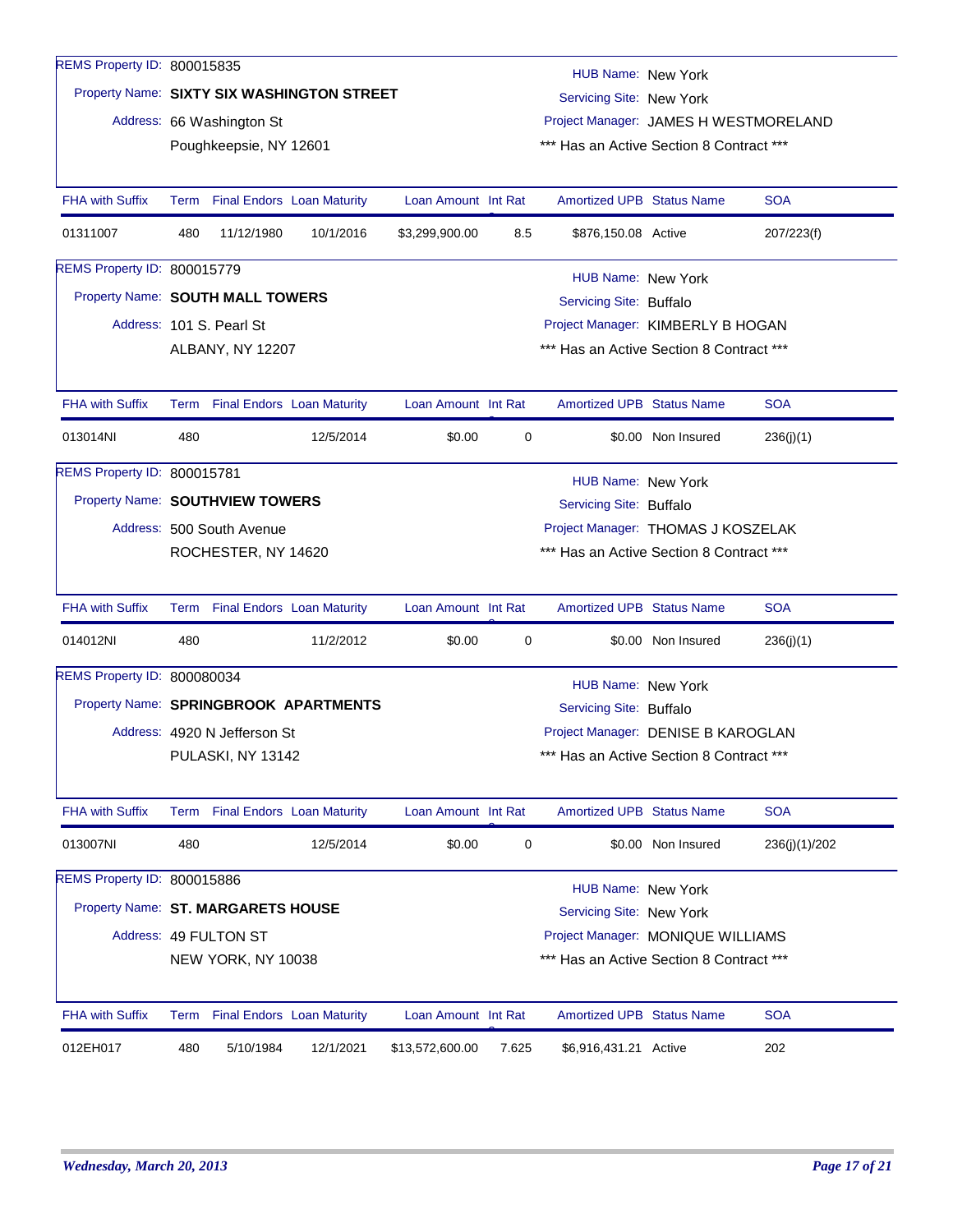REMS Property ID: 800015835

Property Name: **SIXTY SIX WASHINGTON STREET**

Address: 66 Washington St
Poughkeepsie, NY 12601

HUB Name: New York
Servicing Site: New York
Project Manager: JAMES H WESTMORELAND
*** Has an Active Section 8 Contract ***

| FHA with Suffix | Term | Final Endors | Loan Maturity | Loan Amount | Int Rate | Amortized UPB | Status Name | SOA |
|---|---|---|---|---|---|---|---|---|
| 01311007 | 480 | 11/12/1980 | 10/1/2016 | $3,299,900.00 | 8.5 | $876,150.08 | Active | 207/223(f) |

REMS Property ID: 800015779

Property Name: **SOUTH MALL TOWERS**

Address: 101 S. Pearl St
ALBANY, NY 12207

HUB Name: New York
Servicing Site: Buffalo
Project Manager: KIMBERLY B HOGAN
*** Has an Active Section 8 Contract ***

| FHA with Suffix | Term | Final Endors | Loan Maturity | Loan Amount | Int Rate | Amortized UPB | Status Name | SOA |
|---|---|---|---|---|---|---|---|---|
| 013014NI | 480 | | 12/5/2014 | $0.00 | 0 | $0.00 | Non Insured | 236(j)(1) |

REMS Property ID: 800015781

Property Name: **SOUTHVIEW TOWERS**

Address: 500 South Avenue
ROCHESTER, NY 14620

HUB Name: New York
Servicing Site: Buffalo
Project Manager: THOMAS J KOSZELAK
*** Has an Active Section 8 Contract ***

| FHA with Suffix | Term | Final Endors | Loan Maturity | Loan Amount | Int Rate | Amortized UPB | Status Name | SOA |
|---|---|---|---|---|---|---|---|---|
| 014012NI | 480 | | 11/2/2012 | $0.00 | 0 | $0.00 | Non Insured | 236(j)(1) |

REMS Property ID: 800080034

Property Name: **SPRINGBROOK APARTMENTS**

Address: 4920 N Jefferson St
PULASKI, NY 13142

HUB Name: New York
Servicing Site: Buffalo
Project Manager: DENISE B KAROGLAN
*** Has an Active Section 8 Contract ***

| FHA with Suffix | Term | Final Endors | Loan Maturity | Loan Amount | Int Rate | Amortized UPB | Status Name | SOA |
|---|---|---|---|---|---|---|---|---|
| 013007NI | 480 | | 12/5/2014 | $0.00 | 0 | $0.00 | Non Insured | 236(j)(1)/202 |

REMS Property ID: 800015886

Property Name: **ST. MARGARETS HOUSE**

Address: 49 FULTON ST
NEW YORK, NY 10038

HUB Name: New York
Servicing Site: New York
Project Manager: MONIQUE WILLIAMS
*** Has an Active Section 8 Contract ***

| FHA with Suffix | Term | Final Endors | Loan Maturity | Loan Amount | Int Rate | Amortized UPB | Status Name | SOA |
|---|---|---|---|---|---|---|---|---|
| 012EH017 | 480 | 5/10/1984 | 12/1/2021 | $13,572,600.00 | 7.625 | $6,916,431.21 | Active | 202 |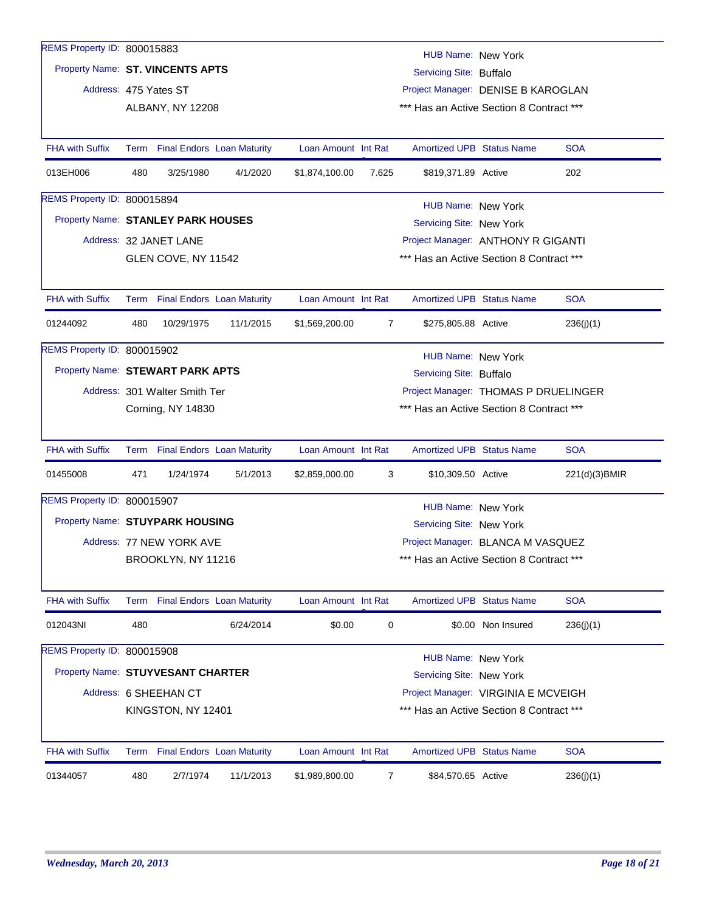REMS Property ID: 800015883
Property Name: **ST. VINCENTS APTS**
Address: 475 Yates ST
ALBANY, NY 12208

HUB Name: New York
Servicing Site: Buffalo
Project Manager: DENISE B KAROGLAN
*** Has an Active Section 8 Contract ***

| FHA with Suffix | Term | Final Endors | Loan Maturity | Loan Amount | Int Rat | Amortized UPB | Status Name | SOA |
|---|---|---|---|---|---|---|---|---|
| 013EH006 | 480 | 3/25/1980 | 4/1/2020 | $1,874,100.00 | 7.625 | $819,371.89 | Active | 202 |

REMS Property ID: 800015894
Property Name: **STANLEY PARK HOUSES**
Address: 32 JANET LANE
GLEN COVE, NY 11542

HUB Name: New York
Servicing Site: New York
Project Manager: ANTHONY R GIGANTI
*** Has an Active Section 8 Contract ***

| FHA with Suffix | Term | Final Endors | Loan Maturity | Loan Amount | Int Rat | Amortized UPB | Status Name | SOA |
|---|---|---|---|---|---|---|---|---|
| 01244092 | 480 | 10/29/1975 | 11/1/2015 | $1,569,200.00 | 7 | $275,805.88 | Active | 236(j)(1) |

REMS Property ID: 800015902
Property Name: **STEWART PARK APTS**
Address: 301 Walter Smith Ter
Corning, NY 14830

HUB Name: New York
Servicing Site: Buffalo
Project Manager: THOMAS P DRUELINGER
*** Has an Active Section 8 Contract ***

| FHA with Suffix | Term | Final Endors | Loan Maturity | Loan Amount | Int Rat | Amortized UPB | Status Name | SOA |
|---|---|---|---|---|---|---|---|---|
| 01455008 | 471 | 1/24/1974 | 5/1/2013 | $2,859,000.00 | 3 | $10,309.50 | Active | 221(d)(3)BMIR |

REMS Property ID: 800015907
Property Name: **STUYPARK HOUSING**
Address: 77 NEW YORK AVE
BROOKLYN, NY 11216

HUB Name: New York
Servicing Site: New York
Project Manager: BLANCA M VASQUEZ
*** Has an Active Section 8 Contract ***

| FHA with Suffix | Term | Final Endors | Loan Maturity | Loan Amount | Int Rat | Amortized UPB | Status Name | SOA |
|---|---|---|---|---|---|---|---|---|
| 012043NI | 480 | | 6/24/2014 | $0.00 | 0 | $0.00 | Non Insured | 236(j)(1) |

REMS Property ID: 800015908
Property Name: **STUYVESANT CHARTER**
Address: 6 SHEEHAN CT
KINGSTON, NY 12401

HUB Name: New York
Servicing Site: New York
Project Manager: VIRGINIA E MCVEIGH
*** Has an Active Section 8 Contract ***

| FHA with Suffix | Term | Final Endors | Loan Maturity | Loan Amount | Int Rat | Amortized UPB | Status Name | SOA |
|---|---|---|---|---|---|---|---|---|
| 01344057 | 480 | 2/7/1974 | 11/1/2013 | $1,989,800.00 | 7 | $84,570.65 | Active | 236(j)(1) |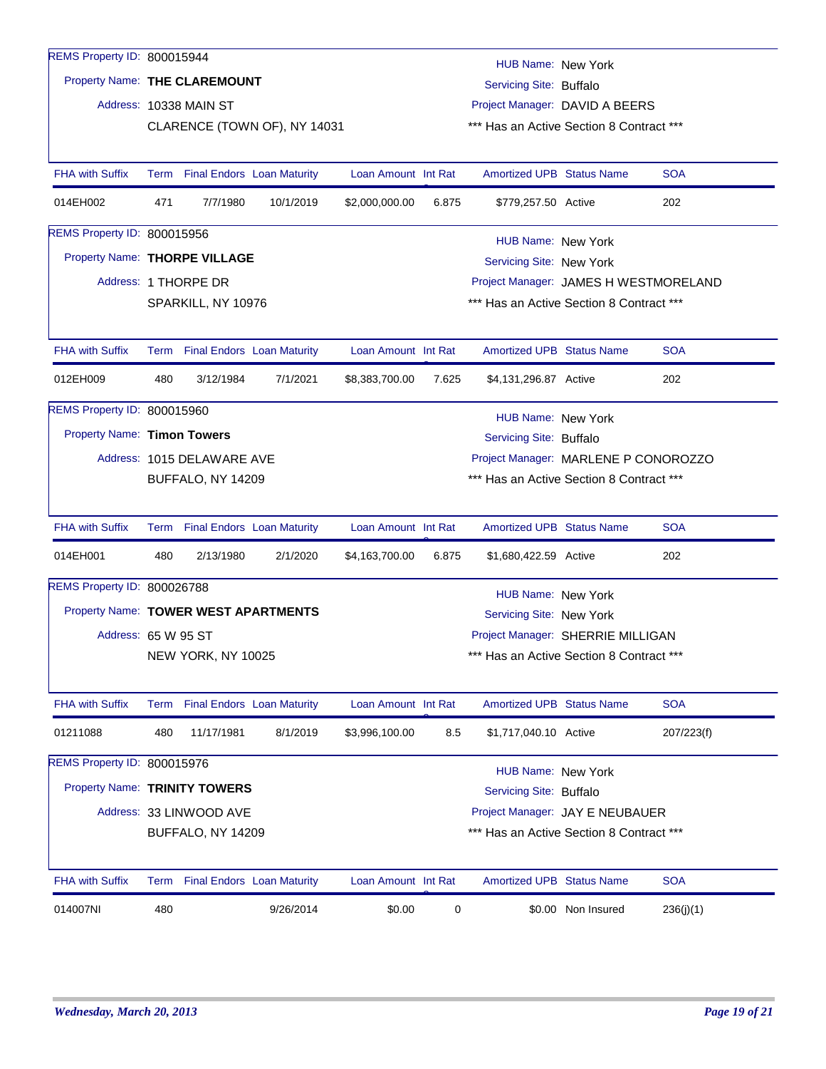REMS Property ID: 800015944

Property Name: **THE CLAREMONT**

Address: 10338 MAIN ST
CLARENCE (TOWN OF), NY 14031

HUB Name: New York
Servicing Site: Buffalo
Project Manager: DAVID A BEERS
*** Has an Active Section 8 Contract ***

| FHA with Suffix | Term | Final Endors | Loan Maturity | Loan Amount | Int Rat | Amortized UPB | Status Name | SOA |
|---|---|---|---|---|---|---|---|---|
| 014EH002 | 471 | 7/7/1980 | 10/1/2019 | $2,000,000.00 | 6.875 | $779,257.50 | Active | 202 |

REMS Property ID: 800015956

Property Name: **THORPE VILLAGE**

Address: 1 THORPE DR
SPARKILL, NY 10976

HUB Name: New York
Servicing Site: New York
Project Manager: JAMES H WESTMORELAND
*** Has an Active Section 8 Contract ***

| FHA with Suffix | Term | Final Endors | Loan Maturity | Loan Amount | Int Rat | Amortized UPB | Status Name | SOA |
|---|---|---|---|---|---|---|---|---|
| 012EH009 | 480 | 3/12/1984 | 7/1/2021 | $8,383,700.00 | 7.625 | $4,131,296.87 | Active | 202 |

REMS Property ID: 800015960

Property Name: **Timon Towers**

Address: 1015 DELAWARE AVE
BUFFALO, NY 14209

HUB Name: New York
Servicing Site: Buffalo
Project Manager: MARLENE P CONOROZZO
*** Has an Active Section 8 Contract ***

| FHA with Suffix | Term | Final Endors | Loan Maturity | Loan Amount | Int Rat | Amortized UPB | Status Name | SOA |
|---|---|---|---|---|---|---|---|---|
| 014EH001 | 480 | 2/13/1980 | 2/1/2020 | $4,163,700.00 | 6.875 | $1,680,422.59 | Active | 202 |

REMS Property ID: 800026788

Property Name: **TOWER WEST APARTMENTS**

Address: 65 W 95 ST
NEW YORK, NY 10025

HUB Name: New York
Servicing Site: New York
Project Manager: SHERRIE MILLIGAN
*** Has an Active Section 8 Contract ***

| FHA with Suffix | Term | Final Endors | Loan Maturity | Loan Amount | Int Rat | Amortized UPB | Status Name | SOA |
|---|---|---|---|---|---|---|---|---|
| 01211088 | 480 | 11/17/1981 | 8/1/2019 | $3,996,100.00 | 8.5 | $1,717,040.10 | Active | 207/223(f) |

REMS Property ID: 800015976

Property Name: **TRINITY TOWERS**

Address: 33 LINWOOD AVE
BUFFALO, NY 14209

HUB Name: New York
Servicing Site: Buffalo
Project Manager: JAY E NEUBAUER
*** Has an Active Section 8 Contract ***

| FHA with Suffix | Term | Final Endors | Loan Maturity | Loan Amount | Int Rat | Amortized UPB | Status Name | SOA |
|---|---|---|---|---|---|---|---|---|
| 014007NI | 480 | | 9/26/2014 | $0.00 | 0 | $0.00 | Non Insured | 236(j)(1) |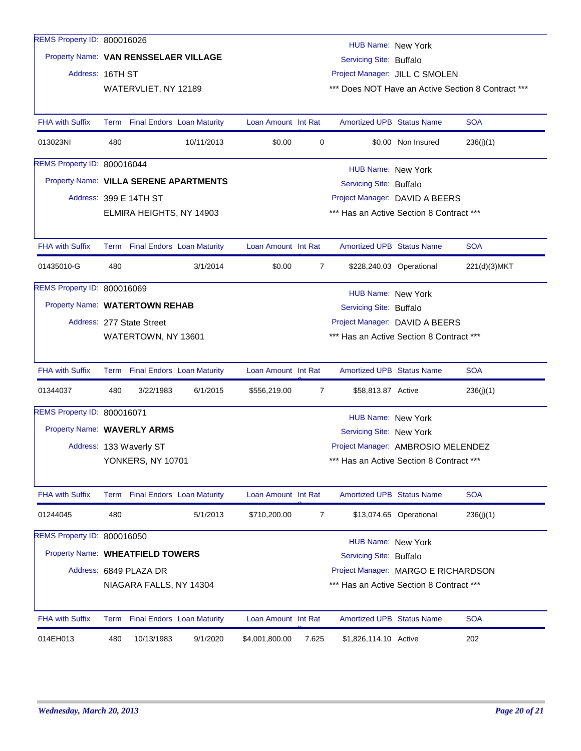REMS Property ID: 800016026

Property Name: **VAN RENSSELAER VILLAGE**

Address: 16TH ST
WATERVLIET, NY 12189

HUB Name: New York
Servicing Site: Buffalo
Project Manager: JILL C SMOLEN
*** Does NOT Have an Active Section 8 Contract ***

| FHA with Suffix | Term | Final Endors | Loan Maturity | Loan Amount | Int Rate | Amortized UPB | Status Name | SOA |
|---|---|---|---|---|---|---|---|---|
| 013023NI | 480 | | 10/11/2013 | $0.00 | 0 | $0.00 | Non Insured | 236(j)(1) |

REMS Property ID: 800016044

Property Name: **VILLA SERENE APARTMENTS**

Address: 399 E 14TH ST
ELMIRA HEIGHTS, NY 14903

HUB Name: New York
Servicing Site: Buffalo
Project Manager: DAVID A BEERS
*** Has an Active Section 8 Contract ***

| FHA with Suffix | Term | Final Endors | Loan Maturity | Loan Amount | Int Rate | Amortized UPB | Status Name | SOA |
|---|---|---|---|---|---|---|---|---|
| 01435010-G | 480 | | 3/1/2014 | $0.00 | 7 | $228,240.03 | Operational | 221(d)(3)MKT |

REMS Property ID: 800016069

Property Name: **WATERTOWN REHAB**

Address: 277 State Street
WATERTOWN, NY 13601

HUB Name: New York
Servicing Site: Buffalo
Project Manager: DAVID A BEERS
*** Has an Active Section 8 Contract ***

| FHA with Suffix | Term | Final Endors | Loan Maturity | Loan Amount | Int Rate | Amortized UPB | Status Name | SOA |
|---|---|---|---|---|---|---|---|---|
| 01344037 | 480 | 3/22/1983 | 6/1/2015 | $556,219.00 | 7 | $58,813.87 | Active | 236(j)(1) |

REMS Property ID: 800016071

Property Name: **WAVERLY ARMS**

Address: 133 Waverly ST
YONKERS, NY 10701

HUB Name: New York
Servicing Site: New York
Project Manager: AMBROSIO MELENDEZ
*** Has an Active Section 8 Contract ***

| FHA with Suffix | Term | Final Endors | Loan Maturity | Loan Amount | Int Rate | Amortized UPB | Status Name | SOA |
|---|---|---|---|---|---|---|---|---|
| 01244045 | 480 | | 5/1/2013 | $710,200.00 | 7 | $13,074.65 | Operational | 236(j)(1) |

REMS Property ID: 800016050

Property Name: **WHEATFIELD TOWERS**

Address: 6849 PLAZA DR
NIAGARA FALLS, NY 14304

HUB Name: New York
Servicing Site: Buffalo
Project Manager: MARGO E RICHARDSON
*** Has an Active Section 8 Contract ***

| FHA with Suffix | Term | Final Endors | Loan Maturity | Loan Amount | Int Rate | Amortized UPB | Status Name | SOA |
|---|---|---|---|---|---|---|---|---|
| 014EH013 | 480 | 10/13/1983 | 9/1/2020 | $4,001,800.00 | 7.625 | $1,826,114.10 | Active | 202 |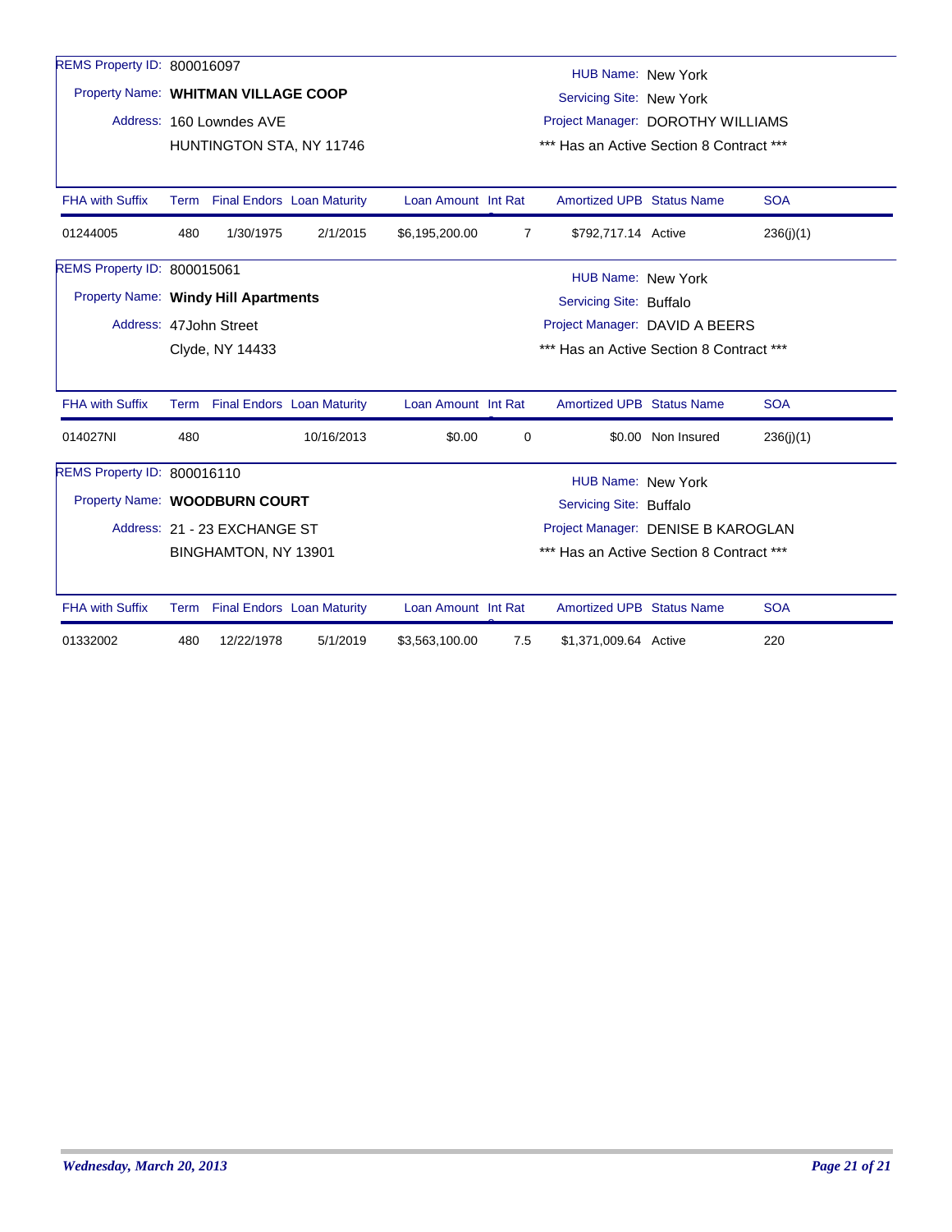REMS Property ID: 800016097

Property Name: **WHITMAN VILLAGE COOP**

Address: 160 Lowndes AVE

HUNTINGTON STA, NY 11746

HUB Name: New York

Servicing Site: New York

Project Manager: DOROTHY WILLIAMS

*** Has an Active Section 8 Contract ***

| FHA with Suffix | Term | Final Endors | Loan Maturity | Loan Amount | Int Rate | Amortized UPB | Status Name | SOA |
|---|---|---|---|---|---|---|---|---|
| 01244005 | 480 | 1/30/1975 | 2/1/2015 | $6,195,200.00 | 7 | $792,717.14 | Active | 236(j)(1) |

REMS Property ID: 800015061

Property Name: **Windy Hill Apartments**

Address: 47John Street

Clyde, NY 14433

HUB Name: New York

Servicing Site: Buffalo

Project Manager: DAVID A BEERS

*** Has an Active Section 8 Contract ***

| FHA with Suffix | Term | Final Endors | Loan Maturity | Loan Amount | Int Rate | Amortized UPB | Status Name | SOA |
|---|---|---|---|---|---|---|---|---|
| 014027NI | 480 | | 10/16/2013 | $0.00 | 0 | $0.00 | Non Insured | 236(j)(1) |

REMS Property ID: 800016110

Property Name: **WOODBURN COURT**

Address: 21 - 23 EXCHANGE ST

BINGHAMTON, NY 13901

HUB Name: New York

Servicing Site: Buffalo

Project Manager: DENISE B KAROGLAN

*** Has an Active Section 8 Contract ***

| FHA with Suffix | Term | Final Endors | Loan Maturity | Loan Amount | Int Rate | Amortized UPB | Status Name | SOA |
|---|---|---|---|---|---|---|---|---|
| 01332002 | 480 | 12/22/1978 | 5/1/2019 | $3,563,100.00 | 7.5 | $1,371,009.64 | Active | 220 |

*Wednesday, March 20, 2013*